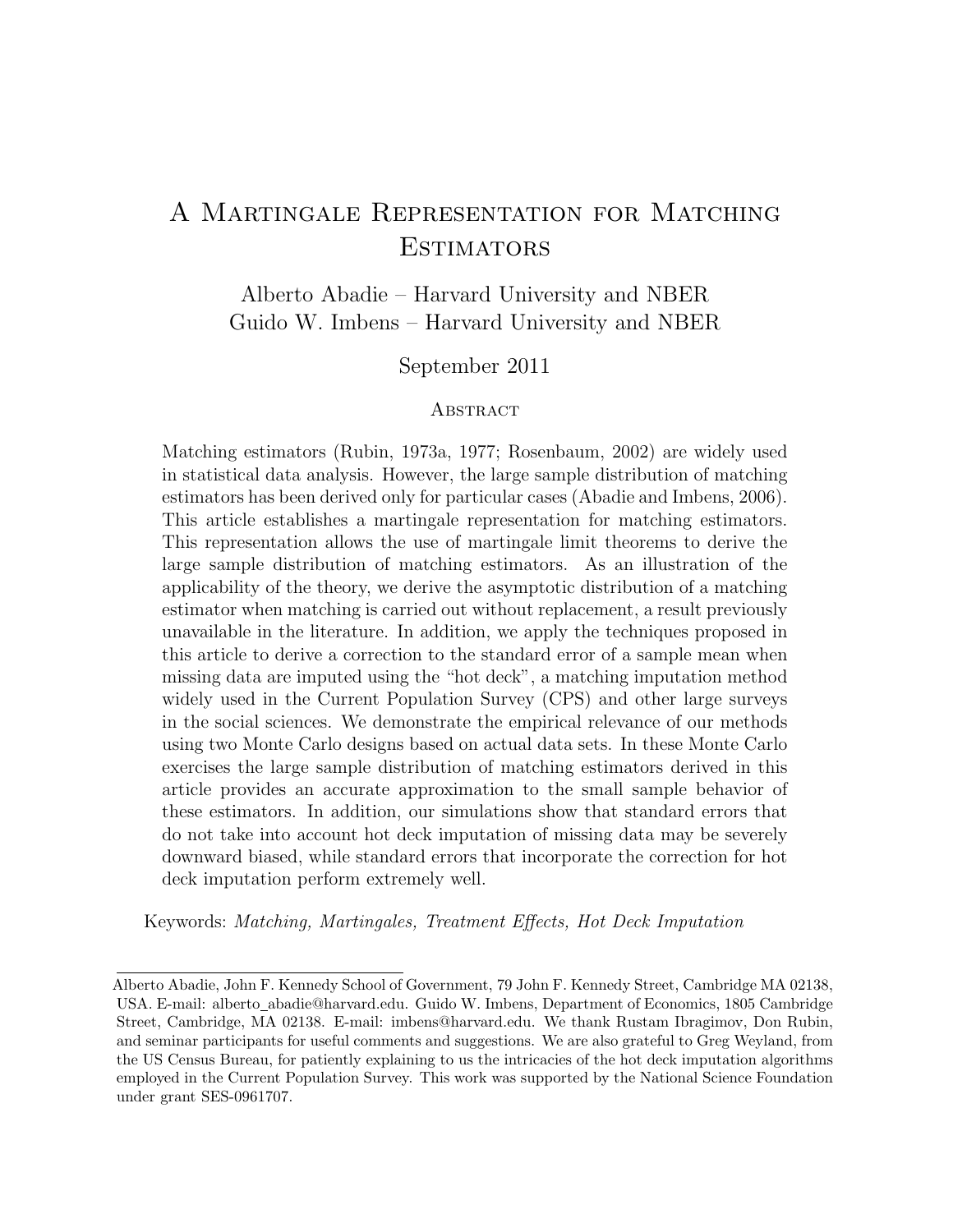# A Martingale Representation for Matching Estimators

Alberto Abadie – Harvard University and NBER
Guido W. Imbens – Harvard University and NBER

September 2011

## Abstract

Matching estimators (Rubin, 1973a, 1977; Rosenbaum, 2002) are widely used in statistical data analysis. However, the large sample distribution of matching estimators has been derived only for particular cases (Abadie and Imbens, 2006). This article establishes a martingale representation for matching estimators. This representation allows the use of martingale limit theorems to derive the large sample distribution of matching estimators. As an illustration of the applicability of the theory, we derive the asymptotic distribution of a matching estimator when matching is carried out without replacement, a result previously unavailable in the literature. In addition, we apply the techniques proposed in this article to derive a correction to the standard error of a sample mean when missing data are imputed using the "hot deck", a matching imputation method widely used in the Current Population Survey (CPS) and other large surveys in the social sciences. We demonstrate the empirical relevance of our methods using two Monte Carlo designs based on actual data sets. In these Monte Carlo exercises the large sample distribution of matching estimators derived in this article provides an accurate approximation to the small sample behavior of these estimators. In addition, our simulations show that standard errors that do not take into account hot deck imputation of missing data may be severely downward biased, while standard errors that incorporate the correction for hot deck imputation perform extremely well.

Keywords: *Matching, Martingales, Treatment Effects, Hot Deck Imputation*

---

Alberto Abadie, John F. Kennedy School of Government, 79 John F. Kennedy Street, Cambridge MA 02138, USA. E-mail: alberto_abadie@harvard.edu. Guido W. Imbens, Department of Economics, 1805 Cambridge Street, Cambridge, MA 02138. E-mail: imbens@harvard.edu. We thank Rustam Ibragimov, Don Rubin, and seminar participants for useful comments and suggestions. We are also grateful to Greg Weyland, from the US Census Bureau, for patiently explaining to us the intricacies of the hot deck imputation algorithms employed in the Current Population Survey. This work was supported by the National Science Foundation under grant SES-0961707.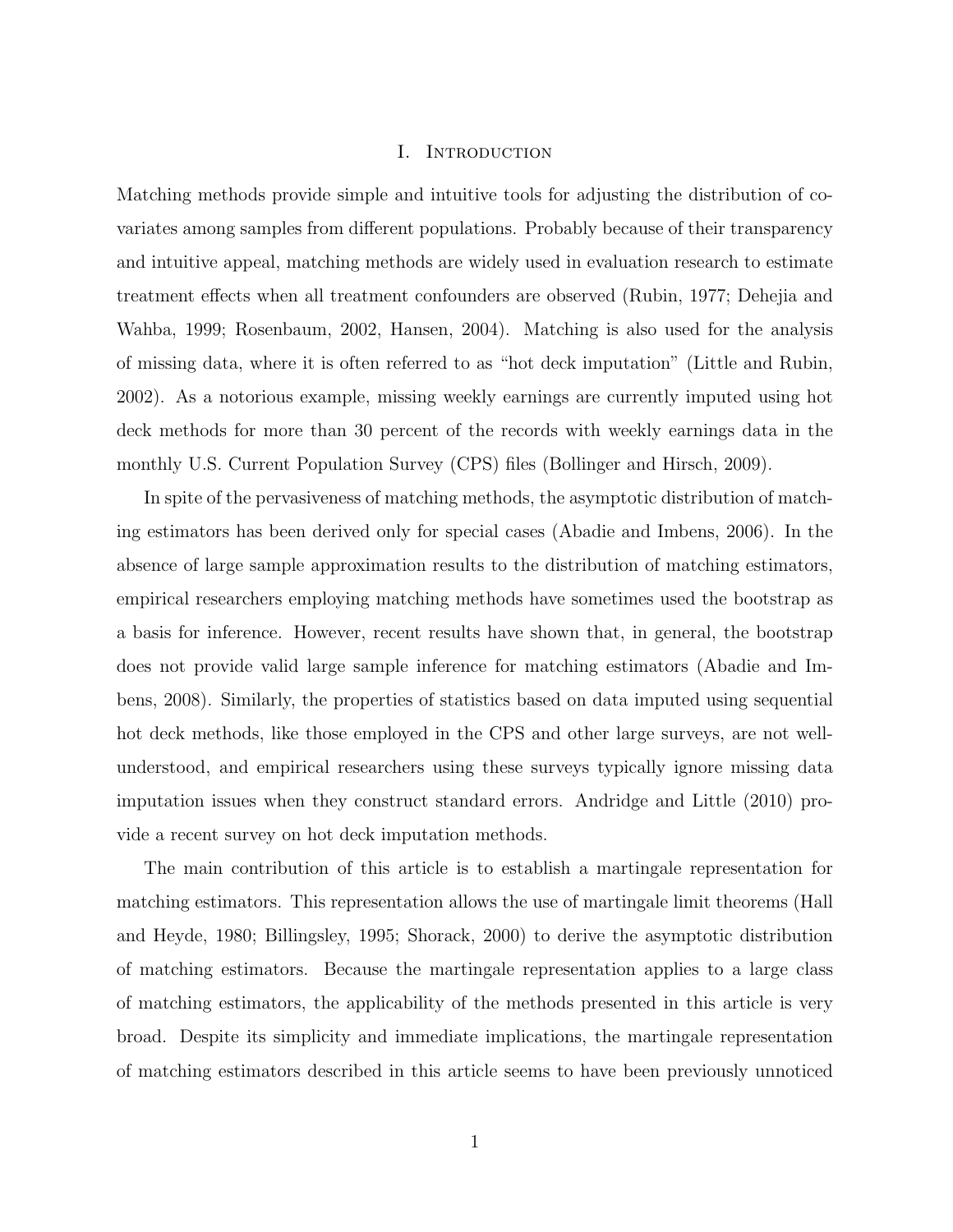# I. Introduction

Matching methods provide simple and intuitive tools for adjusting the distribution of covariates among samples from different populations. Probably because of their transparency and intuitive appeal, matching methods are widely used in evaluation research to estimate treatment effects when all treatment confounders are observed (Rubin, 1977; Dehejia and Wahba, 1999; Rosenbaum, 2002, Hansen, 2004). Matching is also used for the analysis of missing data, where it is often referred to as "hot deck imputation" (Little and Rubin, 2002). As a notorious example, missing weekly earnings are currently imputed using hot deck methods for more than 30 percent of the records with weekly earnings data in the monthly U.S. Current Population Survey (CPS) files (Bollinger and Hirsch, 2009).

In spite of the pervasiveness of matching methods, the asymptotic distribution of matching estimators has been derived only for special cases (Abadie and Imbens, 2006). In the absence of large sample approximation results to the distribution of matching estimators, empirical researchers employing matching methods have sometimes used the bootstrap as a basis for inference. However, recent results have shown that, in general, the bootstrap does not provide valid large sample inference for matching estimators (Abadie and Imbens, 2008). Similarly, the properties of statistics based on data imputed using sequential hot deck methods, like those employed in the CPS and other large surveys, are not well-understood, and empirical researchers using these surveys typically ignore missing data imputation issues when they construct standard errors. Andridge and Little (2010) provide a recent survey on hot deck imputation methods.

The main contribution of this article is to establish a martingale representation for matching estimators. This representation allows the use of martingale limit theorems (Hall and Heyde, 1980; Billingsley, 1995; Shorack, 2000) to derive the asymptotic distribution of matching estimators. Because the martingale representation applies to a large class of matching estimators, the applicability of the methods presented in this article is very broad. Despite its simplicity and immediate implications, the martingale representation of matching estimators described in this article seems to have been previously unnoticed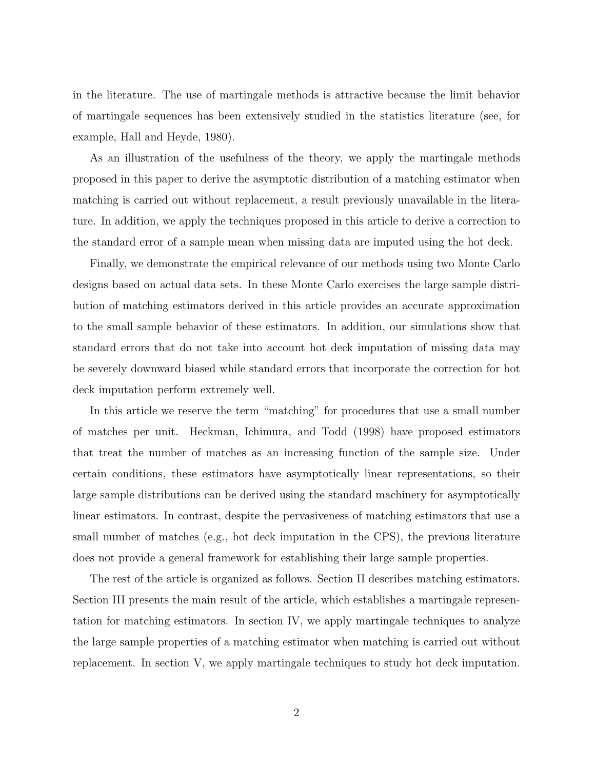in the literature. The use of martingale methods is attractive because the limit behavior of martingale sequences has been extensively studied in the statistics literature (see, for example, Hall and Heyde, 1980).

As an illustration of the usefulness of the theory, we apply the martingale methods proposed in this paper to derive the asymptotic distribution of a matching estimator when matching is carried out without replacement, a result previously unavailable in the literature. In addition, we apply the techniques proposed in this article to derive a correction to the standard error of a sample mean when missing data are imputed using the hot deck.

Finally, we demonstrate the empirical relevance of our methods using two Monte Carlo designs based on actual data sets. In these Monte Carlo exercises the large sample distribution of matching estimators derived in this article provides an accurate approximation to the small sample behavior of these estimators. In addition, our simulations show that standard errors that do not take into account hot deck imputation of missing data may be severely downward biased while standard errors that incorporate the correction for hot deck imputation perform extremely well.

In this article we reserve the term "matching" for procedures that use a small number of matches per unit. Heckman, Ichimura, and Todd (1998) have proposed estimators that treat the number of matches as an increasing function of the sample size. Under certain conditions, these estimators have asymptotically linear representations, so their large sample distributions can be derived using the standard machinery for asymptotically linear estimators. In contrast, despite the pervasiveness of matching estimators that use a small number of matches (e.g., hot deck imputation in the CPS), the previous literature does not provide a general framework for establishing their large sample properties.

The rest of the article is organized as follows. Section II describes matching estimators. Section III presents the main result of the article, which establishes a martingale representation for matching estimators. In section IV, we apply martingale techniques to analyze the large sample properties of a matching estimator when matching is carried out without replacement. In section V, we apply martingale techniques to study hot deck imputation.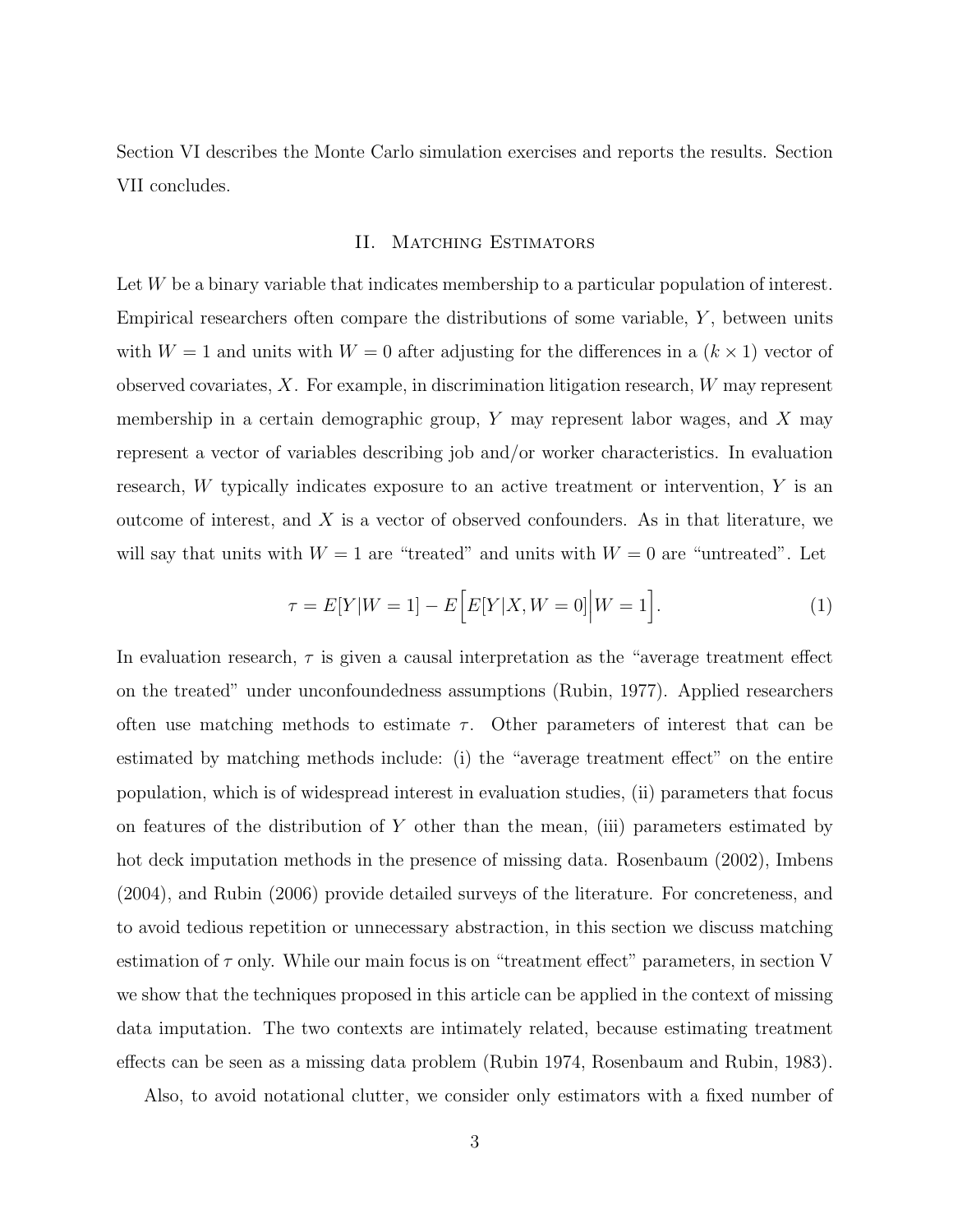Section VI describes the Monte Carlo simulation exercises and reports the results. Section VII concludes.

## II. Matching Estimators

Let $W$ be a binary variable that indicates membership to a particular population of interest. Empirical researchers often compare the distributions of some variable, $Y$, between units with $W = 1$ and units with $W = 0$ after adjusting for the differences in a $(k \times 1)$ vector of observed covariates, $X$. For example, in discrimination litigation research, $W$ may represent membership in a certain demographic group, $Y$ may represent labor wages, and $X$ may represent a vector of variables describing job and/or worker characteristics. In evaluation research, $W$ typically indicates exposure to an active treatment or intervention, $Y$ is an outcome of interest, and $X$ is a vector of observed confounders. As in that literature, we will say that units with $W = 1$ are "treated" and units with $W = 0$ are "untreated". Let

$$\tau = E[Y|W = 1] - E\Big[E[Y|X, W = 0]\Big|W = 1\Big]. \tag{1}$$

In evaluation research, $\tau$ is given a causal interpretation as the "average treatment effect on the treated" under unconfoundedness assumptions (Rubin, 1977). Applied researchers often use matching methods to estimate $\tau$. Other parameters of interest that can be estimated by matching methods include: (i) the "average treatment effect" on the entire population, which is of widespread interest in evaluation studies, (ii) parameters that focus on features of the distribution of $Y$ other than the mean, (iii) parameters estimated by hot deck imputation methods in the presence of missing data. Rosenbaum (2002), Imbens (2004), and Rubin (2006) provide detailed surveys of the literature. For concreteness, and to avoid tedious repetition or unnecessary abstraction, in this section we discuss matching estimation of $\tau$ only. While our main focus is on "treatment effect" parameters, in section V we show that the techniques proposed in this article can be applied in the context of missing data imputation. The two contexts are intimately related, because estimating treatment effects can be seen as a missing data problem (Rubin 1974, Rosenbaum and Rubin, 1983).

Also, to avoid notational clutter, we consider only estimators with a fixed number of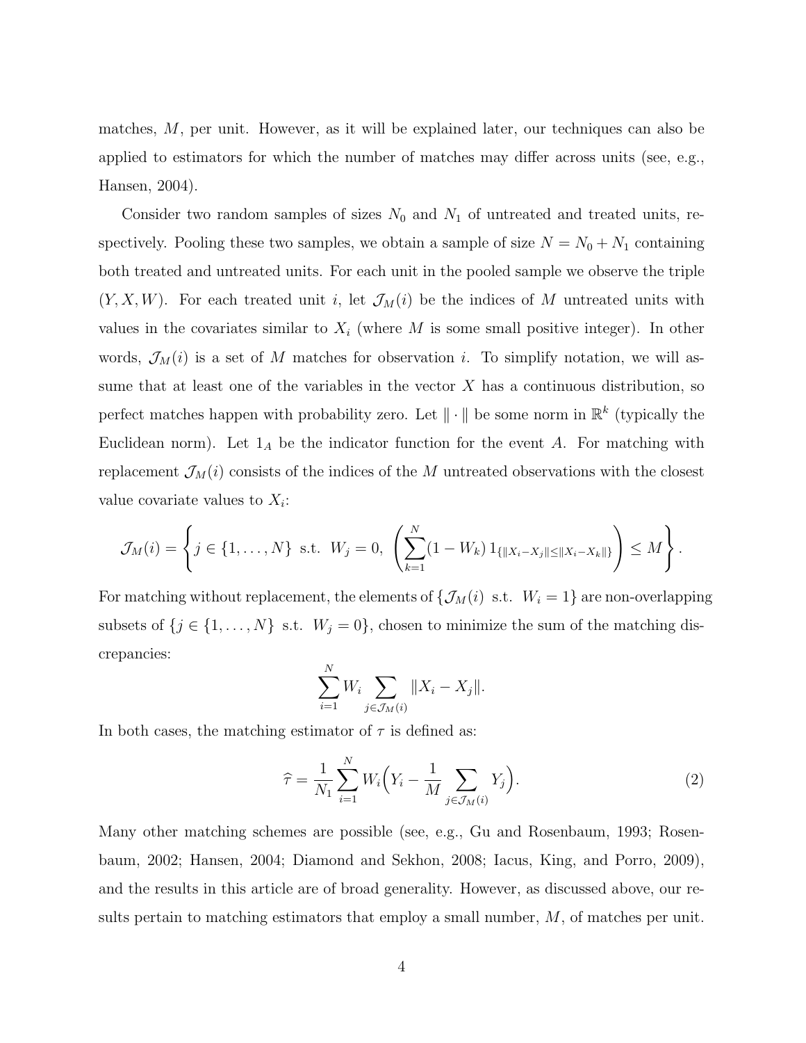matches, $M$, per unit. However, as it will be explained later, our techniques can also be applied to estimators for which the number of matches may differ across units (see, e.g., Hansen, 2004).

Consider two random samples of sizes $N_0$ and $N_1$ of untreated and treated units, respectively. Pooling these two samples, we obtain a sample of size $N = N_0 + N_1$ containing both treated and untreated units. For each unit in the pooled sample we observe the triple $(Y, X, W)$. For each treated unit $i$, let $\mathcal{J}_M(i)$ be the indices of $M$ untreated units with values in the covariates similar to $X_i$ (where $M$ is some small positive integer). In other words, $\mathcal{J}_M(i)$ is a set of $M$ matches for observation $i$. To simplify notation, we will assume that at least one of the variables in the vector $X$ has a continuous distribution, so perfect matches happen with probability zero. Let $\|\cdot\|$ be some norm in $\mathbb{R}^k$ (typically the Euclidean norm). Let $1_A$ be the indicator function for the event $A$. For matching with replacement $\mathcal{J}_M(i)$ consists of the indices of the $M$ untreated observations with the closest value covariate values to $X_i$:

$$\mathcal{J}_M(i) = \left\{ j \in \{1, \ldots, N\} \text{ s.t. } W_j = 0, \left( \sum_{k=1}^{N} (1 - W_k)\, 1_{\{\|X_i - X_j\| \leq \|X_i - X_k\|\}} \right) \leq M \right\}.$$

For matching without replacement, the elements of $\{\mathcal{J}_M(i) \text{ s.t. } W_i = 1\}$ are non-overlapping subsets of $\{j \in \{1, \ldots, N\} \text{ s.t. } W_j = 0\}$, chosen to minimize the sum of the matching discrepancies:

$$\sum_{i=1}^{N} W_i \sum_{j \in \mathcal{J}_M(i)} \|X_i - X_j\|.$$

In both cases, the matching estimator of $\tau$ is defined as:

$$\widehat{\tau} = \frac{1}{N_1} \sum_{i=1}^{N} W_i \Big( Y_i - \frac{1}{M} \sum_{j \in \mathcal{J}_M(i)} Y_j \Big). \tag{2}$$

Many other matching schemes are possible (see, e.g., Gu and Rosenbaum, 1993; Rosenbaum, 2002; Hansen, 2004; Diamond and Sekhon, 2008; Iacus, King, and Porro, 2009), and the results in this article are of broad generality. However, as discussed above, our results pertain to matching estimators that employ a small number, $M$, of matches per unit.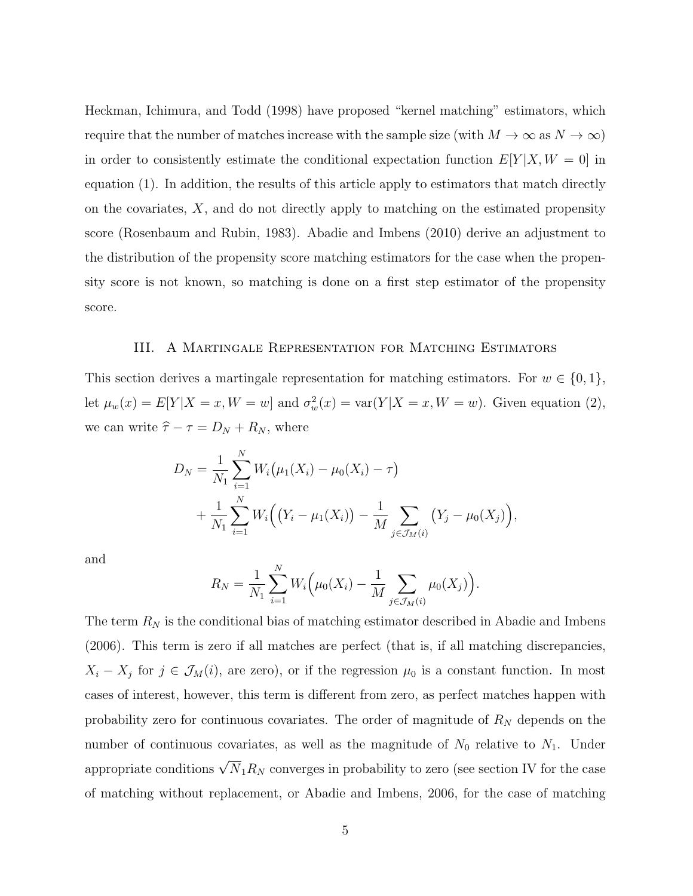Heckman, Ichimura, and Todd (1998) have proposed "kernel matching" estimators, which require that the number of matches increase with the sample size (with $M \to \infty$ as $N \to \infty$) in order to consistently estimate the conditional expectation function $E[Y|X, W = 0]$ in equation (1). In addition, the results of this article apply to estimators that match directly on the covariates, $X$, and do not directly apply to matching on the estimated propensity score (Rosenbaum and Rubin, 1983). Abadie and Imbens (2010) derive an adjustment to the distribution of the propensity score matching estimators for the case when the propensity score is not known, so matching is done on a first step estimator of the propensity score.

## III. A Martingale Representation for Matching Estimators

This section derives a martingale representation for matching estimators. For $w \in \{0, 1\}$, let $\mu_w(x) = E[Y|X = x, W = w]$ and $\sigma_w^2(x) = \text{var}(Y|X = x, W = w)$. Given equation (2), we can write $\widehat{\tau} - \tau = D_N + R_N$, where

$$
\begin{aligned}
D_N = & \frac{1}{N_1} \sum_{i=1}^{N} W_i \big(\mu_1(X_i) - \mu_0(X_i) - \tau\big) \\
& + \frac{1}{N_1} \sum_{i=1}^{N} W_i \Big( \big(Y_i - \mu_1(X_i)\big) - \frac{1}{M} \sum_{j \in \mathcal{J}_M(i)} \big(Y_j - \mu_0(X_j)\big) \Big),
\end{aligned}
$$

and

$$
R_N = \frac{1}{N_1} \sum_{i=1}^{N} W_i \Big( \mu_0(X_i) - \frac{1}{M} \sum_{j \in \mathcal{J}_M(i)} \mu_0(X_j) \Big).
$$

The term $R_N$ is the conditional bias of matching estimator described in Abadie and Imbens (2006). This term is zero if all matches are perfect (that is, if all matching discrepancies, $X_i - X_j$ for $j \in \mathcal{J}_M(i)$, are zero), or if the regression $\mu_0$ is a constant function. In most cases of interest, however, this term is different from zero, as perfect matches happen with probability zero for continuous covariates. The order of magnitude of $R_N$ depends on the number of continuous covariates, as well as the magnitude of $N_0$ relative to $N_1$. Under appropriate conditions $\sqrt{N}_1 R_N$ converges in probability to zero (see section IV for the case of matching without replacement, or Abadie and Imbens, 2006, for the case of matching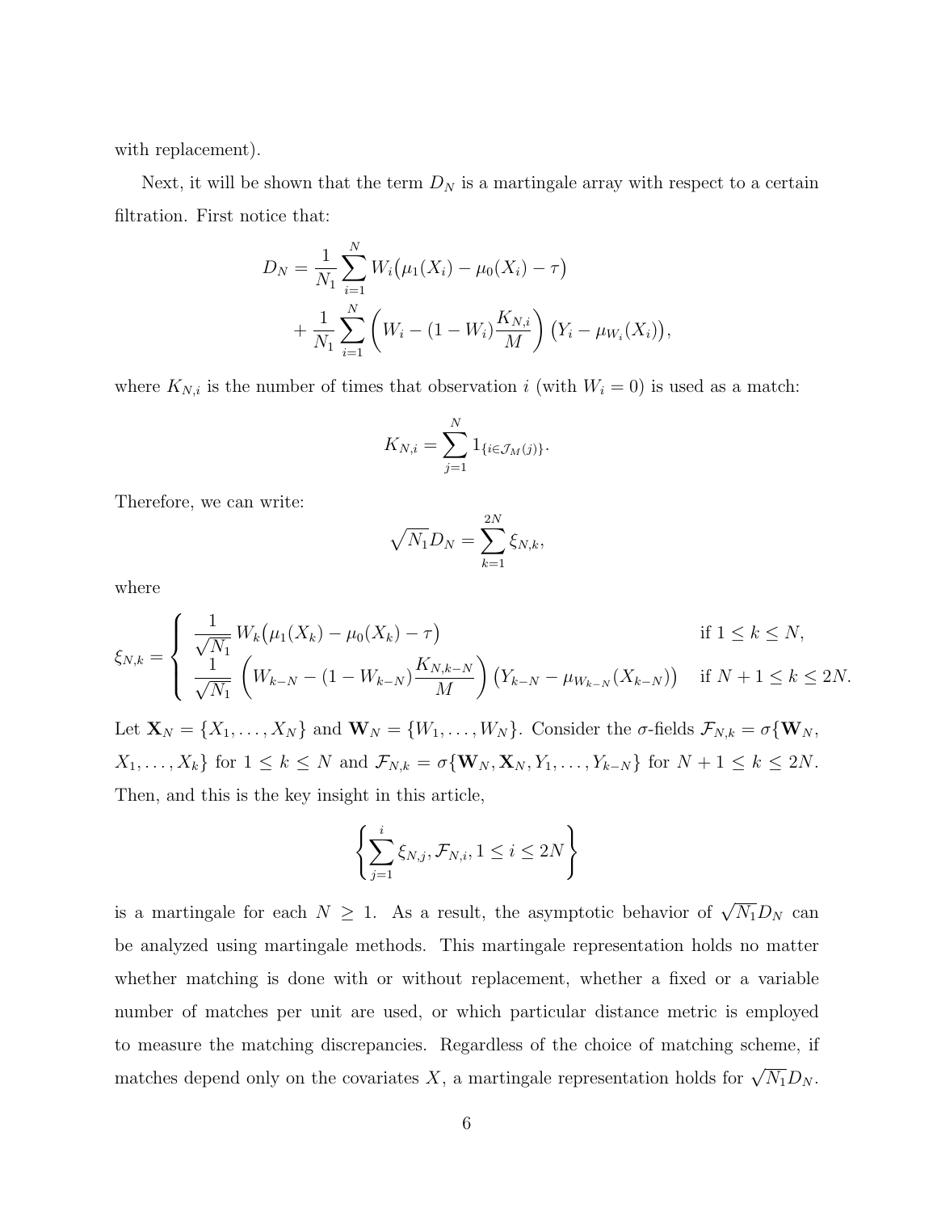with replacement).

Next, it will be shown that the term $D_N$ is a martingale array with respect to a certain filtration. First notice that:

$$D_N = \frac{1}{N_1}\sum_{i=1}^{N} W_i\big(\mu_1(X_i) - \mu_0(X_i) - \tau\big)$$
$$+ \frac{1}{N_1}\sum_{i=1}^{N}\left(W_i - (1-W_i)\frac{K_{N,i}}{M}\right)\big(Y_i - \mu_{W_i}(X_i)\big),$$

where $K_{N,i}$ is the number of times that observation $i$ (with $W_i = 0$) is used as a match:

$$K_{N,i} = \sum_{j=1}^{N} 1_{\{i \in \mathcal{J}_M(j)\}}.$$

Therefore, we can write:

$$\sqrt{N_1} D_N = \sum_{k=1}^{2N} \xi_{N,k},$$

where

$$\xi_{N,k} = \begin{cases} \dfrac{1}{\sqrt{N_1}}\, W_k\big(\mu_1(X_k) - \mu_0(X_k) - \tau\big) & \text{if } 1 \le k \le N, \\ \dfrac{1}{\sqrt{N_1}}\left(W_{k-N} - (1-W_{k-N})\dfrac{K_{N,k-N}}{M}\right)\big(Y_{k-N} - \mu_{W_{k-N}}(X_{k-N})\big) & \text{if } N+1 \le k \le 2N. \end{cases}$$

Let $\mathbf{X}_N = \{X_1, \ldots, X_N\}$ and $\mathbf{W}_N = \{W_1, \ldots, W_N\}$. Consider the $\sigma$-fields $\mathcal{F}_{N,k} = \sigma\{\mathbf{W}_N, X_1, \ldots, X_k\}$ for $1 \le k \le N$ and $\mathcal{F}_{N,k} = \sigma\{\mathbf{W}_N, \mathbf{X}_N, Y_1, \ldots, Y_{k-N}\}$ for $N+1 \le k \le 2N$. Then, and this is the key insight in this article,

$$\left\{ \sum_{j=1}^{i} \xi_{N,j}, \mathcal{F}_{N,i}, 1 \le i \le 2N \right\}$$

is a martingale for each $N \ge 1$. As a result, the asymptotic behavior of $\sqrt{N_1} D_N$ can be analyzed using martingale methods. This martingale representation holds no matter whether matching is done with or without replacement, whether a fixed or a variable number of matches per unit are used, or which particular distance metric is employed to measure the matching discrepancies. Regardless of the choice of matching scheme, if matches depend only on the covariates $X$, a martingale representation holds for $\sqrt{N_1} D_N$.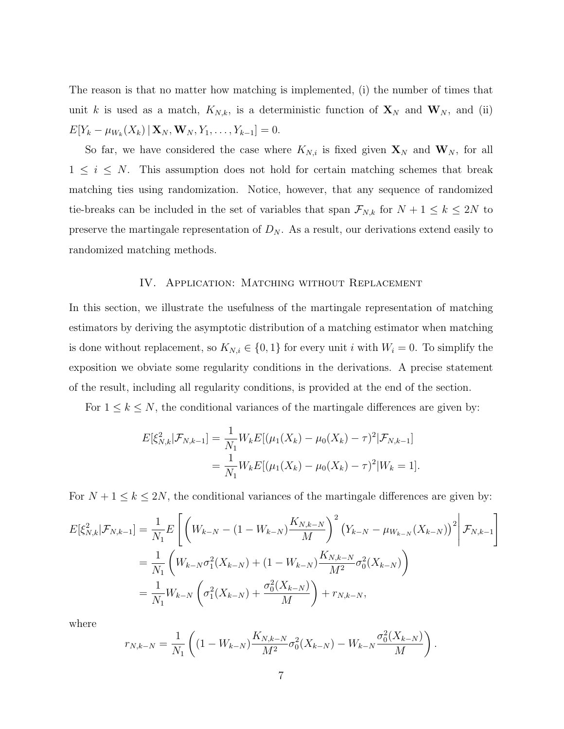The reason is that no matter how matching is implemented, (i) the number of times that unit $k$ is used as a match, $K_{N,k}$, is a deterministic function of $\mathbf{X}_N$ and $\mathbf{W}_N$, and (ii) $E[Y_k - \mu_{W_k}(X_k) \,|\, \mathbf{X}_N, \mathbf{W}_N, Y_1, \ldots, Y_{k-1}] = 0$.

So far, we have considered the case where $K_{N,i}$ is fixed given $\mathbf{X}_N$ and $\mathbf{W}_N$, for all $1 \leq i \leq N$. This assumption does not hold for certain matching schemes that break matching ties using randomization. Notice, however, that any sequence of randomized tie-breaks can be included in the set of variables that span $\mathcal{F}_{N,k}$ for $N+1 \leq k \leq 2N$ to preserve the martingale representation of $D_N$. As a result, our derivations extend easily to randomized matching methods.

## IV. Application: Matching without Replacement

In this section, we illustrate the usefulness of the martingale representation of matching estimators by deriving the asymptotic distribution of a matching estimator when matching is done without replacement, so $K_{N,i} \in \{0, 1\}$ for every unit $i$ with $W_i = 0$. To simplify the exposition we obviate some regularity conditions in the derivations. A precise statement of the result, including all regularity conditions, is provided at the end of the section.

For $1 \leq k \leq N$, the conditional variances of the martingale differences are given by:

$$
\begin{aligned}
E[\xi_{N,k}^2 | \mathcal{F}_{N,k-1}] &= \frac{1}{N_1} W_k E[(\mu_1(X_k) - \mu_0(X_k) - \tau)^2 | \mathcal{F}_{N,k-1}] \\
&= \frac{1}{N_1} W_k E[(\mu_1(X_k) - \mu_0(X_k) - \tau)^2 | W_k = 1].
\end{aligned}
$$

For $N+1 \leq k \leq 2N$, the conditional variances of the martingale differences are given by:

$$
\begin{aligned}
E[\xi_{N,k}^2 | \mathcal{F}_{N,k-1}] &= \frac{1}{N_1} E\left[ \left( W_{k-N} - (1 - W_{k-N}) \frac{K_{N,k-N}}{M} \right)^2 \left( Y_{k-N} - \mu_{W_{k-N}}(X_{k-N}) \right)^2 \middle| \mathcal{F}_{N,k-1} \right] \\
&= \frac{1}{N_1} \left( W_{k-N} \sigma_1^2(X_{k-N}) + (1 - W_{k-N}) \frac{K_{N,k-N}}{M^2} \sigma_0^2(X_{k-N}) \right) \\
&= \frac{1}{N_1} W_{k-N} \left( \sigma_1^2(X_{k-N}) + \frac{\sigma_0^2(X_{k-N})}{M} \right) + r_{N,k-N},
\end{aligned}
$$

where

$$
r_{N,k-N} = \frac{1}{N_1} \left( (1 - W_{k-N}) \frac{K_{N,k-N}}{M^2} \sigma_0^2(X_{k-N}) - W_{k-N} \frac{\sigma_0^2(X_{k-N})}{M} \right).
$$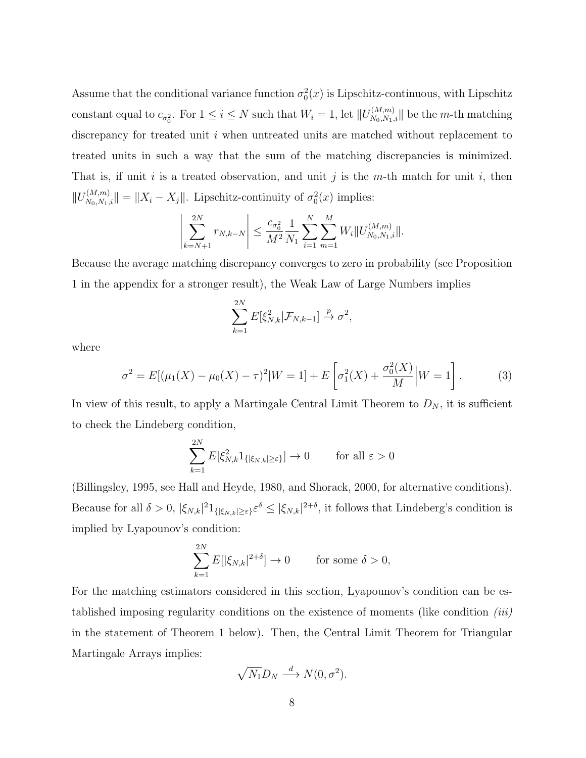Assume that the conditional variance function $\sigma_0^2(x)$ is Lipschitz-continuous, with Lipschitz constant equal to $c_{\sigma_0^2}$. For $1 \leq i \leq N$ such that $W_i = 1$, let $\|U_{N_0,N_1,i}^{(M,m)}\|$ be the $m$-th matching discrepancy for treated unit $i$ when untreated units are matched without replacement to treated units in such a way that the sum of the matching discrepancies is minimized. That is, if unit $i$ is a treated observation, and unit $j$ is the $m$-th match for unit $i$, then $\|U_{N_0,N_1,i}^{(M,m)}\| = \|X_i - X_j\|$. Lipschitz-continuity of $\sigma_0^2(x)$ implies:

$$\left| \sum_{k=N+1}^{2N} r_{N,k-N} \right| \leq \frac{c_{\sigma_0^2}}{M^2} \frac{1}{N_1} \sum_{i=1}^{N} \sum_{m=1}^{M} W_i \|U_{N_0,N_1,i}^{(M,m)}\|.$$

Because the average matching discrepancy converges to zero in probability (see Proposition 1 in the appendix for a stronger result), the Weak Law of Large Numbers implies

$$\sum_{k=1}^{2N} E[\xi_{N,k}^2 | \mathcal{F}_{N,k-1}] \xrightarrow{p} \sigma^2,$$

where

$$\sigma^2 = E[(\mu_1(X) - \mu_0(X) - \tau)^2 | W = 1] + E\left[\sigma_1^2(X) + \frac{\sigma_0^2(X)}{M} \Big| W = 1\right]. \tag{3}$$

In view of this result, to apply a Martingale Central Limit Theorem to $D_N$, it is sufficient to check the Lindeberg condition,

$$\sum_{k=1}^{2N} E[\xi_{N,k}^2 1_{\{|\xi_{N,k}| \geq \varepsilon\}}] \to 0 \qquad \text{for all } \varepsilon > 0$$

(Billingsley, 1995, see Hall and Heyde, 1980, and Shorack, 2000, for alternative conditions). Because for all $\delta > 0$, $|\xi_{N,k}|^2 1_{\{|\xi_{N,k}| \geq \varepsilon\}} \varepsilon^\delta \leq |\xi_{N,k}|^{2+\delta}$, it follows that Lindeberg's condition is implied by Lyapounov's condition:

$$\sum_{k=1}^{2N} E[|\xi_{N,k}|^{2+\delta}] \to 0 \qquad \text{for some } \delta > 0,$$

For the matching estimators considered in this section, Lyapounov's condition can be established imposing regularity conditions on the existence of moments (like condition *(iii)* in the statement of Theorem 1 below). Then, the Central Limit Theorem for Triangular Martingale Arrays implies:

$$\sqrt{N_1} D_N \xrightarrow{d} N(0, \sigma^2).$$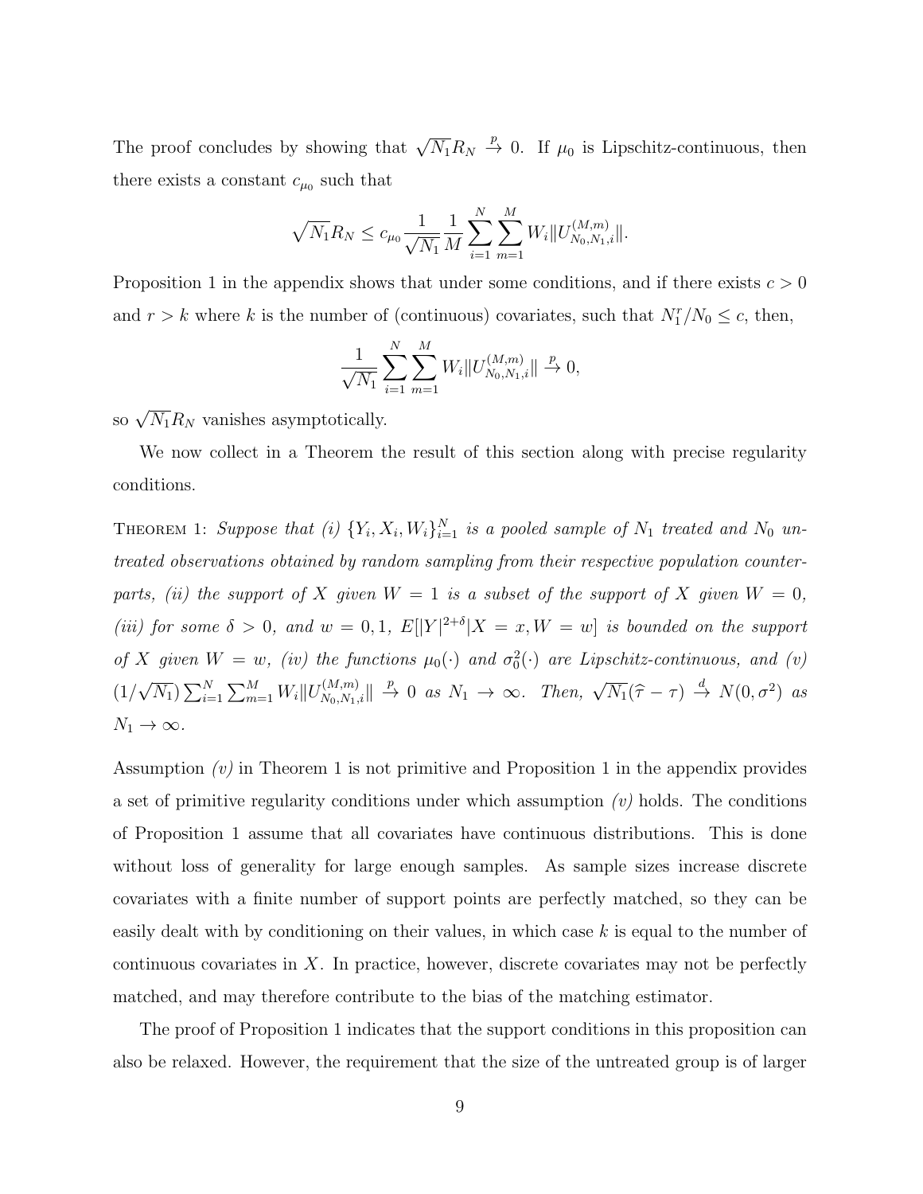The proof concludes by showing that $\sqrt{N_1} R_N \xrightarrow{p} 0$. If $\mu_0$ is Lipschitz-continuous, then there exists a constant $c_{\mu_0}$ such that

$$\sqrt{N_1} R_N \leq c_{\mu_0} \frac{1}{\sqrt{N_1}} \frac{1}{M} \sum_{i=1}^{N} \sum_{m=1}^{M} W_i \| U_{N_0,N_1,i}^{(M,m)} \|.$$

Proposition 1 in the appendix shows that under some conditions, and if there exists $c > 0$ and $r > k$ where $k$ is the number of (continuous) covariates, such that $N_1^r / N_0 \leq c$, then,

$$\frac{1}{\sqrt{N_1}} \sum_{i=1}^{N} \sum_{m=1}^{M} W_i \| U_{N_0,N_1,i}^{(M,m)} \| \xrightarrow{p} 0,$$

so $\sqrt{N_1} R_N$ vanishes asymptotically.

We now collect in a Theorem the result of this section along with precise regularity conditions.

THEOREM 1: *Suppose that (i) $\{Y_i, X_i, W_i\}_{i=1}^{N}$ is a pooled sample of $N_1$ treated and $N_0$ untreated observations obtained by random sampling from their respective population counterparts, (ii) the support of $X$ given $W = 1$ is a subset of the support of $X$ given $W = 0$, (iii) for some $\delta > 0$, and $w = 0, 1$, $E[|Y|^{2+\delta} | X = x, W = w]$ is bounded on the support of $X$ given $W = w$, (iv) the functions $\mu_0(\cdot)$ and $\sigma_0^2(\cdot)$ are Lipschitz-continuous, and (v) $(1/\sqrt{N_1}) \sum_{i=1}^{N} \sum_{m=1}^{M} W_i \| U_{N_0,N_1,i}^{(M,m)} \| \xrightarrow{p} 0$ as $N_1 \to \infty$. Then, $\sqrt{N_1}(\widehat{\tau} - \tau) \xrightarrow{d} N(0, \sigma^2)$ as $N_1 \to \infty$.*

Assumption *(v)* in Theorem 1 is not primitive and Proposition 1 in the appendix provides a set of primitive regularity conditions under which assumption *(v)* holds. The conditions of Proposition 1 assume that all covariates have continuous distributions. This is done without loss of generality for large enough samples. As sample sizes increase discrete covariates with a finite number of support points are perfectly matched, so they can be easily dealt with by conditioning on their values, in which case $k$ is equal to the number of continuous covariates in $X$. In practice, however, discrete covariates may not be perfectly matched, and may therefore contribute to the bias of the matching estimator.

The proof of Proposition 1 indicates that the support conditions in this proposition can also be relaxed. However, the requirement that the size of the untreated group is of larger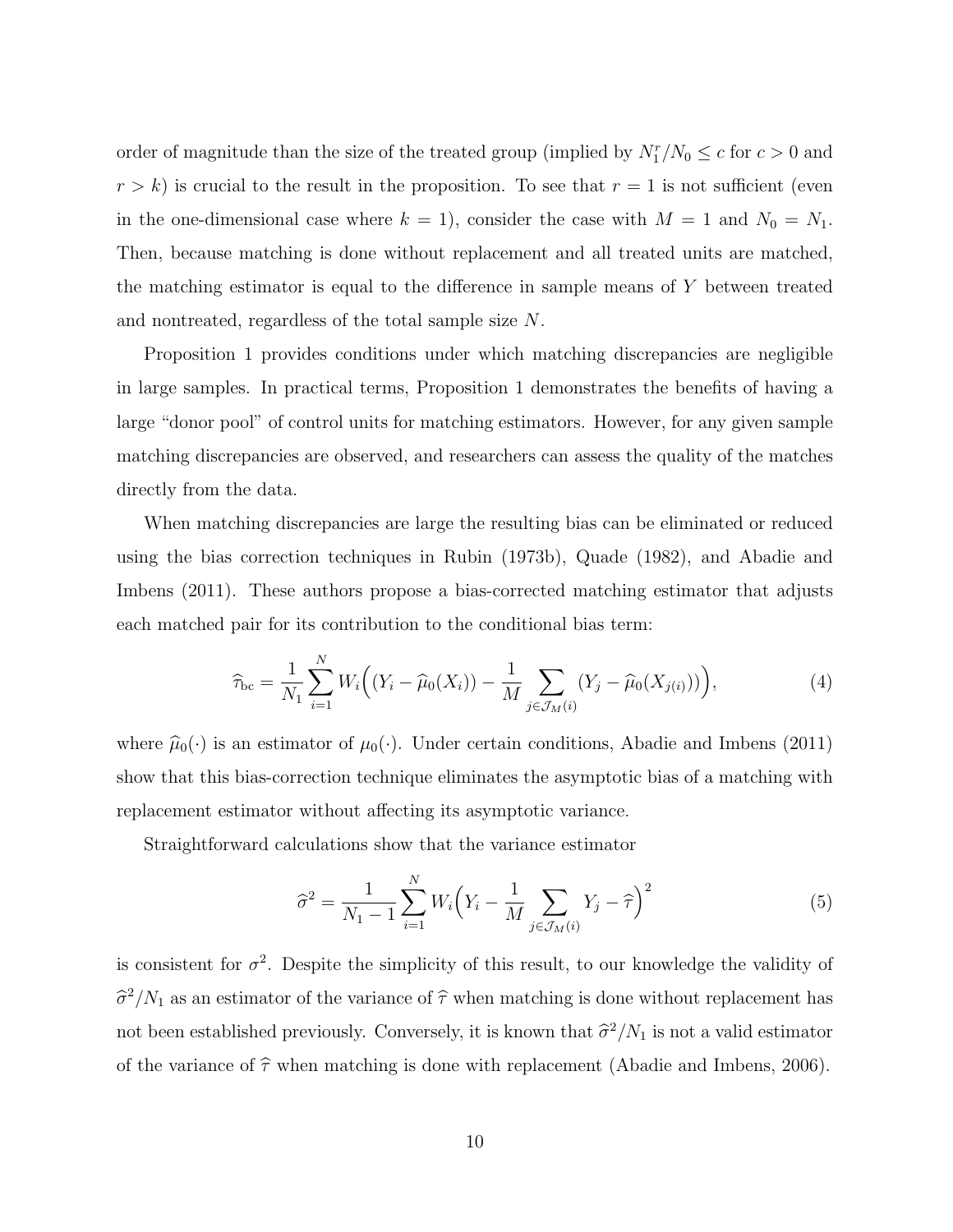order of magnitude than the size of the treated group (implied by $N_1^r/N_0 \leq c$ for $c > 0$ and $r > k$) is crucial to the result in the proposition. To see that $r = 1$ is not sufficient (even in the one-dimensional case where $k = 1$), consider the case with $M = 1$ and $N_0 = N_1$. Then, because matching is done without replacement and all treated units are matched, the matching estimator is equal to the difference in sample means of $Y$ between treated and nontreated, regardless of the total sample size $N$.

Proposition 1 provides conditions under which matching discrepancies are negligible in large samples. In practical terms, Proposition 1 demonstrates the benefits of having a large "donor pool" of control units for matching estimators. However, for any given sample matching discrepancies are observed, and researchers can assess the quality of the matches directly from the data.

When matching discrepancies are large the resulting bias can be eliminated or reduced using the bias correction techniques in Rubin (1973b), Quade (1982), and Abadie and Imbens (2011). These authors propose a bias-corrected matching estimator that adjusts each matched pair for its contribution to the conditional bias term:

$$\widehat{\tau}_{\text{bc}} = \frac{1}{N_1}\sum_{i=1}^{N} W_i\Big((Y_i - \widehat{\mu}_0(X_i)) - \frac{1}{M}\sum_{j\in\mathcal{J}_M(i)}(Y_j - \widehat{\mu}_0(X_{j(i)}))\Big), \tag{4}$$

where $\widehat{\mu}_0(\cdot)$ is an estimator of $\mu_0(\cdot)$. Under certain conditions, Abadie and Imbens (2011) show that this bias-correction technique eliminates the asymptotic bias of a matching with replacement estimator without affecting its asymptotic variance.

Straightforward calculations show that the variance estimator

$$\widehat{\sigma}^2 = \frac{1}{N_1 - 1}\sum_{i=1}^{N} W_i\Big(Y_i - \frac{1}{M}\sum_{j\in\mathcal{J}_M(i)} Y_j - \widehat{\tau}\Big)^2 \tag{5}$$

is consistent for $\sigma^2$. Despite the simplicity of this result, to our knowledge the validity of $\widehat{\sigma}^2/N_1$ as an estimator of the variance of $\widehat{\tau}$ when matching is done without replacement has not been established previously. Conversely, it is known that $\widehat{\sigma}^2/N_1$ is not a valid estimator of the variance of $\widehat{\tau}$ when matching is done with replacement (Abadie and Imbens, 2006).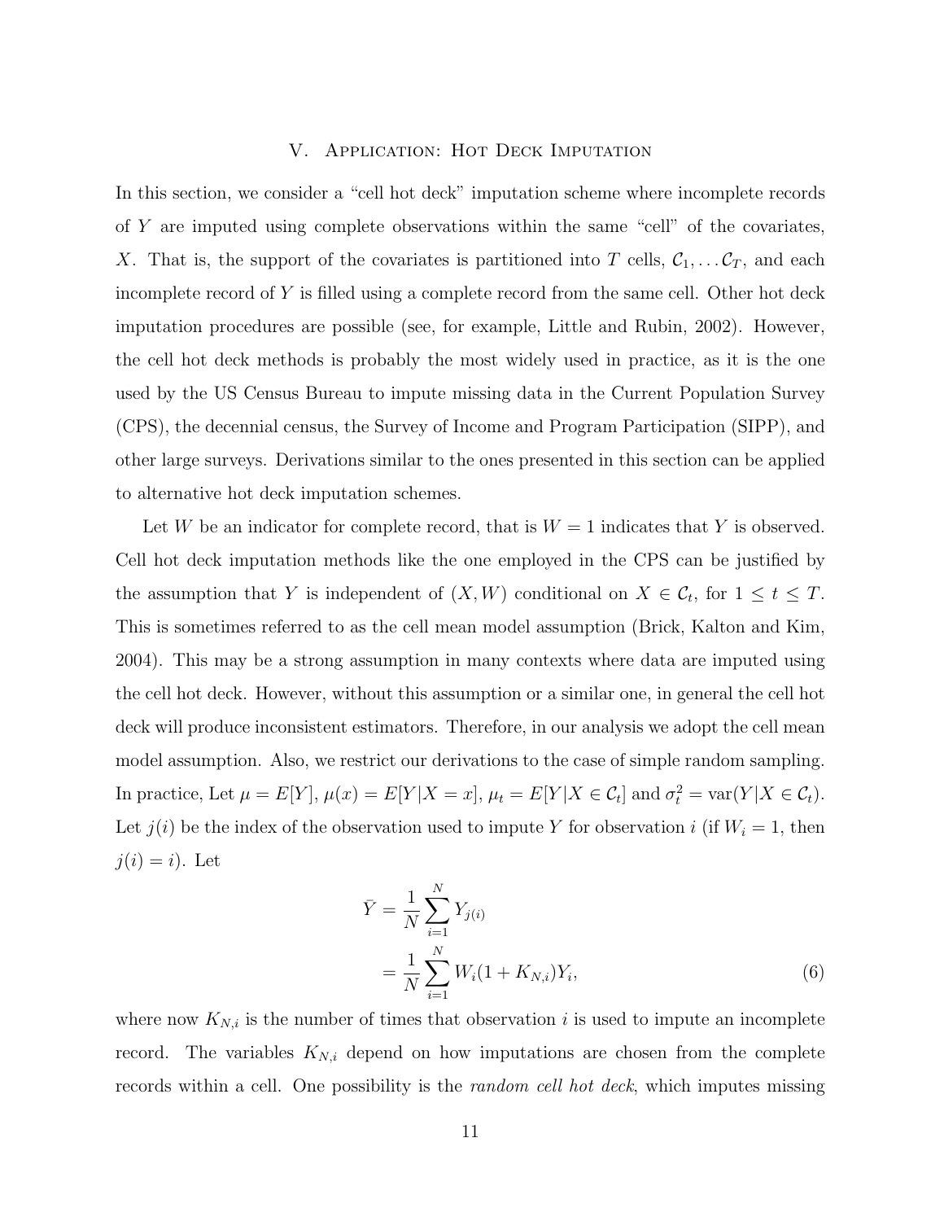## V. Application: Hot Deck Imputation

In this section, we consider a "cell hot deck" imputation scheme where incomplete records of $Y$ are imputed using complete observations within the same "cell" of the covariates, $X$. That is, the support of the covariates is partitioned into $T$ cells, $\mathcal{C}_1, \ldots \mathcal{C}_T$, and each incomplete record of $Y$ is filled using a complete record from the same cell. Other hot deck imputation procedures are possible (see, for example, Little and Rubin, 2002). However, the cell hot deck methods is probably the most widely used in practice, as it is the one used by the US Census Bureau to impute missing data in the Current Population Survey (CPS), the decennial census, the Survey of Income and Program Participation (SIPP), and other large surveys. Derivations similar to the ones presented in this section can be applied to alternative hot deck imputation schemes.

Let $W$ be an indicator for complete record, that is $W = 1$ indicates that $Y$ is observed. Cell hot deck imputation methods like the one employed in the CPS can be justified by the assumption that $Y$ is independent of $(X, W)$ conditional on $X \in \mathcal{C}_t$, for $1 \leq t \leq T$. This is sometimes referred to as the cell mean model assumption (Brick, Kalton and Kim, 2004). This may be a strong assumption in many contexts where data are imputed using the cell hot deck. However, without this assumption or a similar one, in general the cell hot deck will produce inconsistent estimators. Therefore, in our analysis we adopt the cell mean model assumption. Also, we restrict our derivations to the case of simple random sampling. In practice, Let $\mu = E[Y]$, $\mu(x) = E[Y|X = x]$, $\mu_t = E[Y|X \in \mathcal{C}_t]$ and $\sigma_t^2 = \text{var}(Y|X \in \mathcal{C}_t)$. Let $j(i)$ be the index of the observation used to impute $Y$ for observation $i$ (if $W_i = 1$, then $j(i) = i$). Let

$$
\begin{aligned}
\bar{Y} &= \frac{1}{N} \sum_{i=1}^{N} Y_{j(i)} \\
&= \frac{1}{N} \sum_{i=1}^{N} W_i (1 + K_{N,i}) Y_i, \qquad (6)
\end{aligned}
$$

where now $K_{N,i}$ is the number of times that observation $i$ is used to impute an incomplete record. The variables $K_{N,i}$ depend on how imputations are chosen from the complete records within a cell. One possibility is the *random cell hot deck*, which imputes missing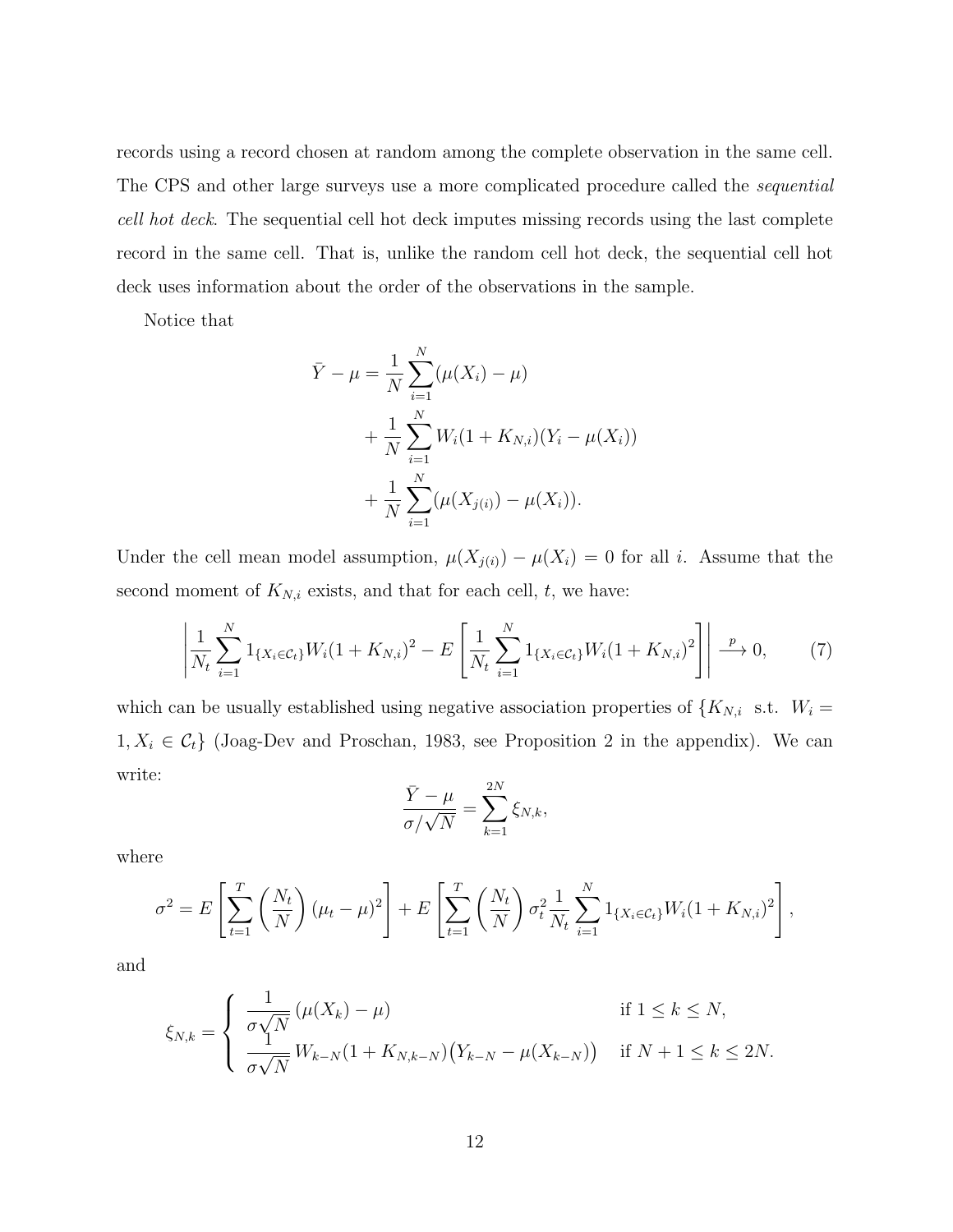records using a record chosen at random among the complete observation in the same cell. The CPS and other large surveys use a more complicated procedure called the *sequential cell hot deck*. The sequential cell hot deck imputes missing records using the last complete record in the same cell. That is, unlike the random cell hot deck, the sequential cell hot deck uses information about the order of the observations in the sample.

Notice that

$$
\begin{aligned}
\bar{Y} - \mu &= \frac{1}{N}\sum_{i=1}^{N}(\mu(X_i) - \mu) \\
&+ \frac{1}{N}\sum_{i=1}^{N} W_i(1 + K_{N,i})(Y_i - \mu(X_i)) \\
&+ \frac{1}{N}\sum_{i=1}^{N}(\mu(X_{j(i)}) - \mu(X_i)).
\end{aligned}
$$

Under the cell mean model assumption, $\mu(X_{j(i)}) - \mu(X_i) = 0$ for all $i$. Assume that the second moment of $K_{N,i}$ exists, and that for each cell, $t$, we have:

$$
\left| \frac{1}{N_t}\sum_{i=1}^{N} 1_{\{X_i \in \mathcal{C}_t\}} W_i (1 + K_{N,i})^2 - E\left[\frac{1}{N_t}\sum_{i=1}^{N} 1_{\{X_i \in \mathcal{C}_t\}} W_i (1 + K_{N,i})^2\right]\right| \xrightarrow{p} 0, \tag{7}
$$

which can be usually established using negative association properties of $\{K_{N,i} \text{ s.t. } W_i = 1, X_i \in \mathcal{C}_t\}$ (Joag-Dev and Proschan, 1983, see Proposition 2 in the appendix). We can write:

$$
\frac{\bar{Y} - \mu}{\sigma/\sqrt{N}} = \sum_{k=1}^{2N} \xi_{N,k},
$$

where

$$
\sigma^2 = E\left[\sum_{t=1}^{T}\left(\frac{N_t}{N}\right)(\mu_t - \mu)^2\right] + E\left[\sum_{t=1}^{T}\left(\frac{N_t}{N}\right)\sigma_t^2 \frac{1}{N_t}\sum_{i=1}^{N} 1_{\{X_i \in \mathcal{C}_t\}} W_i (1 + K_{N,i})^2\right],
$$

and

$$
\xi_{N,k} = \begin{cases} \dfrac{1}{\sigma\sqrt{N}}(\mu(X_k) - \mu) & \text{if } 1 \le k \le N, \\ \dfrac{1}{\sigma\sqrt{N}} W_{k-N}(1 + K_{N,k-N})\big(Y_{k-N} - \mu(X_{k-N})\big) & \text{if } N+1 \le k \le 2N. \end{cases}
$$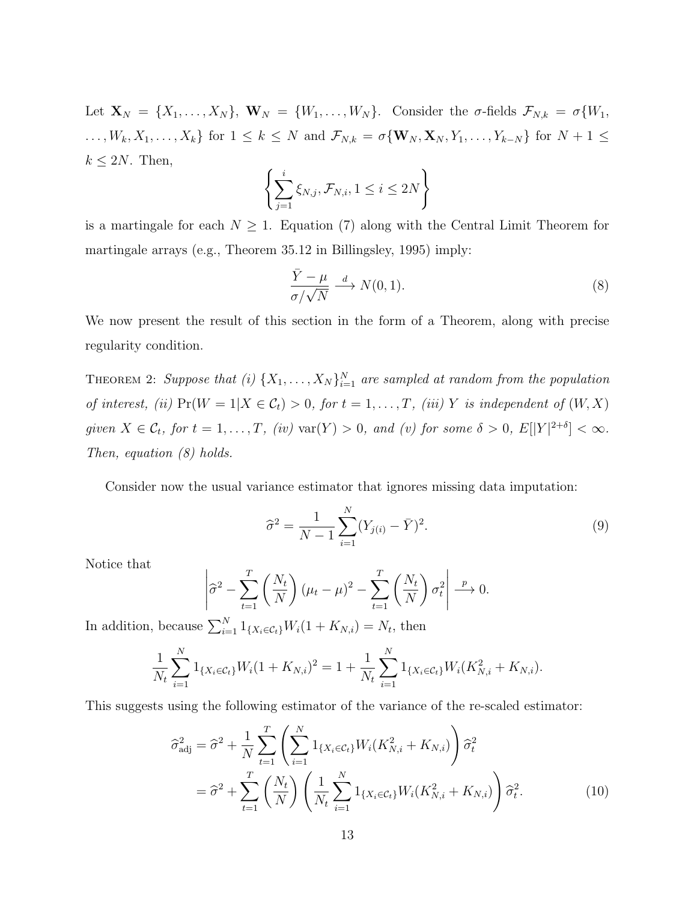Let $\mathbf{X}_N = \{X_1, \ldots, X_N\}$, $\mathbf{W}_N = \{W_1, \ldots, W_N\}$. Consider the $\sigma$-fields $\mathcal{F}_{N,k} = \sigma\{W_1, \ldots, W_k, X_1, \ldots, X_k\}$ for $1 \leq k \leq N$ and $\mathcal{F}_{N,k} = \sigma\{\mathbf{W}_N, \mathbf{X}_N, Y_1, \ldots, Y_{k-N}\}$ for $N+1 \leq k \leq 2N$. Then,

$$\left\{ \sum_{j=1}^{i} \xi_{N,j}, \mathcal{F}_{N,i}, 1 \leq i \leq 2N \right\}$$

is a martingale for each $N \geq 1$. Equation (7) along with the Central Limit Theorem for martingale arrays (e.g., Theorem 35.12 in Billingsley, 1995) imply:

$$\frac{\bar{Y} - \mu}{\sigma/\sqrt{N}} \xrightarrow{d} N(0,1). \tag{8}$$

We now present the result of this section in the form of a Theorem, along with precise regularity condition.

Theorem 2: *Suppose that (i) $\{X_1, \ldots, X_N\}_{i=1}^N$ are sampled at random from the population of interest, (ii) $\Pr(W = 1 | X \in \mathcal{C}_t) > 0$, for $t = 1, \ldots, T$, (iii) $Y$ is independent of $(W, X)$ given $X \in \mathcal{C}_t$, for $t = 1, \ldots, T$, (iv) $\operatorname{var}(Y) > 0$, and (v) for some $\delta > 0$, $E[|Y|^{2+\delta}] < \infty$. Then, equation (8) holds.*

Consider now the usual variance estimator that ignores missing data imputation:

$$\widehat{\sigma}^2 = \frac{1}{N-1} \sum_{i=1}^{N} (Y_{j(i)} - \bar{Y})^2. \tag{9}$$

Notice that

$$\left| \widehat{\sigma}^2 - \sum_{t=1}^{T} \left( \frac{N_t}{N} \right) (\mu_t - \mu)^2 - \sum_{t=1}^{T} \left( \frac{N_t}{N} \right) \sigma_t^2 \right| \xrightarrow{p} 0.$$

In addition, because $\sum_{i=1}^{N} 1_{\{X_i \in \mathcal{C}_t\}} W_i (1 + K_{N,i}) = N_t$, then

$$\frac{1}{N_t} \sum_{i=1}^{N} 1_{\{X_i \in \mathcal{C}_t\}} W_i (1 + K_{N,i})^2 = 1 + \frac{1}{N_t} \sum_{i=1}^{N} 1_{\{X_i \in \mathcal{C}_t\}} W_i (K_{N,i}^2 + K_{N,i}).$$

This suggests using the following estimator of the variance of the re-scaled estimator:

$$\begin{aligned}
\widehat{\sigma}^2_{\text{adj}} &= \widehat{\sigma}^2 + \frac{1}{N} \sum_{t=1}^{T} \left( \sum_{i=1}^{N} 1_{\{X_i \in \mathcal{C}_t\}} W_i (K_{N,i}^2 + K_{N,i}) \right) \widehat{\sigma}_t^2 \\
&= \widehat{\sigma}^2 + \sum_{t=1}^{T} \left( \frac{N_t}{N} \right) \left( \frac{1}{N_t} \sum_{i=1}^{N} 1_{\{X_i \in \mathcal{C}_t\}} W_i (K_{N,i}^2 + K_{N,i}) \right) \widehat{\sigma}_t^2.
\end{aligned} \tag{10}$$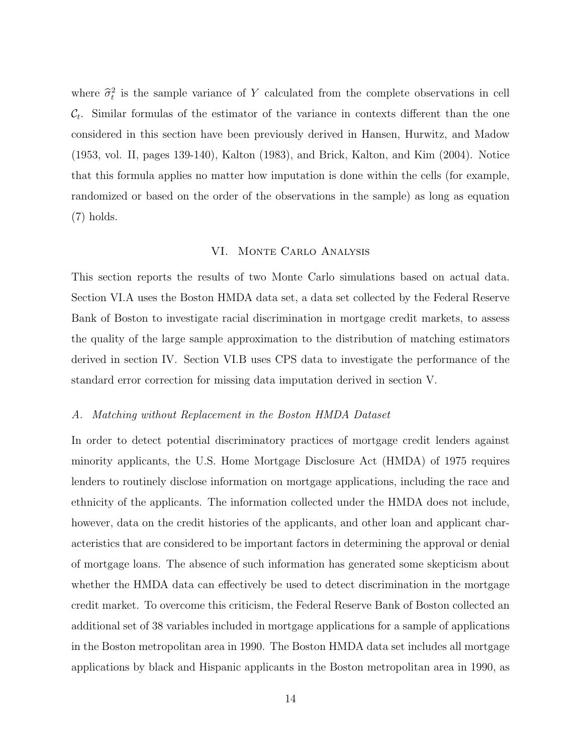where $\widehat{\sigma}_t^2$ is the sample variance of $Y$ calculated from the complete observations in cell $\mathcal{C}_t$. Similar formulas of the estimator of the variance in contexts different than the one considered in this section have been previously derived in Hansen, Hurwitz, and Madow (1953, vol. II, pages 139-140), Kalton (1983), and Brick, Kalton, and Kim (2004). Notice that this formula applies no matter how imputation is done within the cells (for example, randomized or based on the order of the observations in the sample) as long as equation (7) holds.

## VI. Monte Carlo Analysis

This section reports the results of two Monte Carlo simulations based on actual data. Section VI.A uses the Boston HMDA data set, a data set collected by the Federal Reserve Bank of Boston to investigate racial discrimination in mortgage credit markets, to assess the quality of the large sample approximation to the distribution of matching estimators derived in section IV. Section VI.B uses CPS data to investigate the performance of the standard error correction for missing data imputation derived in section V.

### *A. Matching without Replacement in the Boston HMDA Dataset*

In order to detect potential discriminatory practices of mortgage credit lenders against minority applicants, the U.S. Home Mortgage Disclosure Act (HMDA) of 1975 requires lenders to routinely disclose information on mortgage applications, including the race and ethnicity of the applicants. The information collected under the HMDA does not include, however, data on the credit histories of the applicants, and other loan and applicant characteristics that are considered to be important factors in determining the approval or denial of mortgage loans. The absence of such information has generated some skepticism about whether the HMDA data can effectively be used to detect discrimination in the mortgage credit market. To overcome this criticism, the Federal Reserve Bank of Boston collected an additional set of 38 variables included in mortgage applications for a sample of applications in the Boston metropolitan area in 1990. The Boston HMDA data set includes all mortgage applications by black and Hispanic applicants in the Boston metropolitan area in 1990, as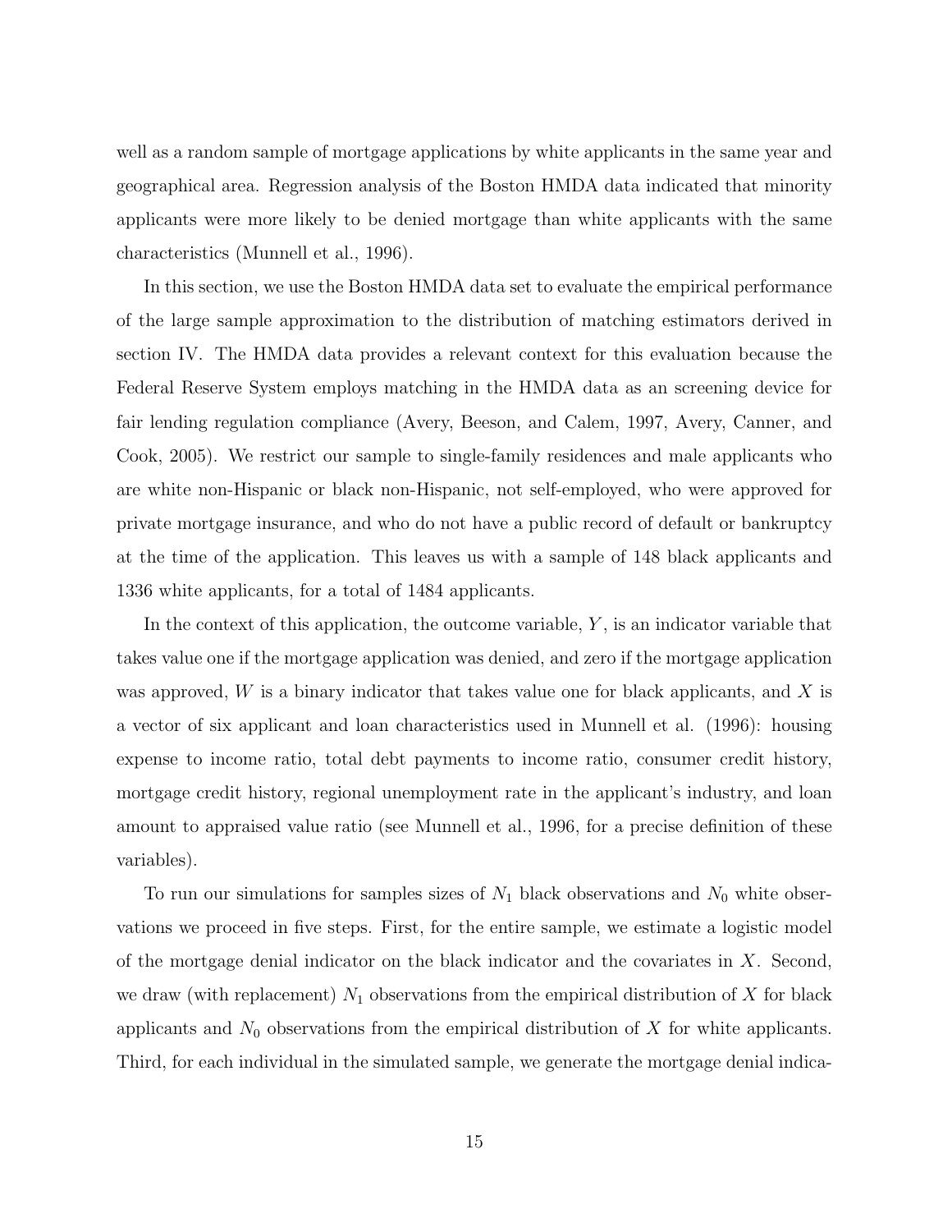well as a random sample of mortgage applications by white applicants in the same year and geographical area. Regression analysis of the Boston HMDA data indicated that minority applicants were more likely to be denied mortgage than white applicants with the same characteristics (Munnell et al., 1996).

In this section, we use the Boston HMDA data set to evaluate the empirical performance of the large sample approximation to the distribution of matching estimators derived in section IV. The HMDA data provides a relevant context for this evaluation because the Federal Reserve System employs matching in the HMDA data as an screening device for fair lending regulation compliance (Avery, Beeson, and Calem, 1997, Avery, Canner, and Cook, 2005). We restrict our sample to single-family residences and male applicants who are white non-Hispanic or black non-Hispanic, not self-employed, who were approved for private mortgage insurance, and who do not have a public record of default or bankruptcy at the time of the application. This leaves us with a sample of 148 black applicants and 1336 white applicants, for a total of 1484 applicants.

In the context of this application, the outcome variable, $Y$, is an indicator variable that takes value one if the mortgage application was denied, and zero if the mortgage application was approved, $W$ is a binary indicator that takes value one for black applicants, and $X$ is a vector of six applicant and loan characteristics used in Munnell et al. (1996): housing expense to income ratio, total debt payments to income ratio, consumer credit history, mortgage credit history, regional unemployment rate in the applicant's industry, and loan amount to appraised value ratio (see Munnell et al., 1996, for a precise definition of these variables).

To run our simulations for samples sizes of $N_1$ black observations and $N_0$ white observations we proceed in five steps. First, for the entire sample, we estimate a logistic model of the mortgage denial indicator on the black indicator and the covariates in $X$. Second, we draw (with replacement) $N_1$ observations from the empirical distribution of $X$ for black applicants and $N_0$ observations from the empirical distribution of $X$ for white applicants. Third, for each individual in the simulated sample, we generate the mortgage denial indica-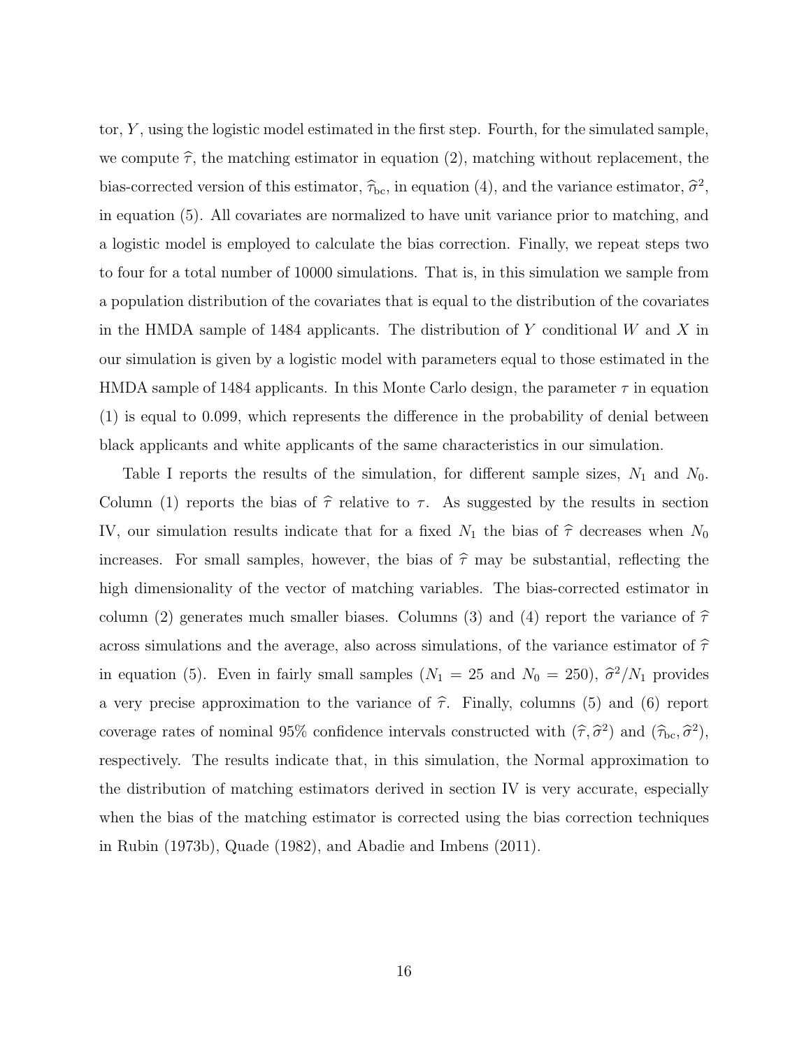tor, $Y$, using the logistic model estimated in the first step. Fourth, for the simulated sample, we compute $\widehat{\tau}$, the matching estimator in equation (2), matching without replacement, the bias-corrected version of this estimator, $\widehat{\tau}_{\text{bc}}$, in equation (4), and the variance estimator, $\widehat{\sigma}^2$, in equation (5). All covariates are normalized to have unit variance prior to matching, and a logistic model is employed to calculate the bias correction. Finally, we repeat steps two to four for a total number of 10000 simulations. That is, in this simulation we sample from a population distribution of the covariates that is equal to the distribution of the covariates in the HMDA sample of 1484 applicants. The distribution of $Y$ conditional $W$ and $X$ in our simulation is given by a logistic model with parameters equal to those estimated in the HMDA sample of 1484 applicants. In this Monte Carlo design, the parameter $\tau$ in equation (1) is equal to 0.099, which represents the difference in the probability of denial between black applicants and white applicants of the same characteristics in our simulation.

Table I reports the results of the simulation, for different sample sizes, $N_1$ and $N_0$. Column (1) reports the bias of $\widehat{\tau}$ relative to $\tau$. As suggested by the results in section IV, our simulation results indicate that for a fixed $N_1$ the bias of $\widehat{\tau}$ decreases when $N_0$ increases. For small samples, however, the bias of $\widehat{\tau}$ may be substantial, reflecting the high dimensionality of the vector of matching variables. The bias-corrected estimator in column (2) generates much smaller biases. Columns (3) and (4) report the variance of $\widehat{\tau}$ across simulations and the average, also across simulations, of the variance estimator of $\widehat{\tau}$ in equation (5). Even in fairly small samples ($N_1 = 25$ and $N_0 = 250$), $\widehat{\sigma}^2/N_1$ provides a very precise approximation to the variance of $\widehat{\tau}$. Finally, columns (5) and (6) report coverage rates of nominal 95% confidence intervals constructed with $(\widehat{\tau}, \widehat{\sigma}^2)$ and $(\widehat{\tau}_{\text{bc}}, \widehat{\sigma}^2)$, respectively. The results indicate that, in this simulation, the Normal approximation to the distribution of matching estimators derived in section IV is very accurate, especially when the bias of the matching estimator is corrected using the bias correction techniques in Rubin (1973b), Quade (1982), and Abadie and Imbens (2011).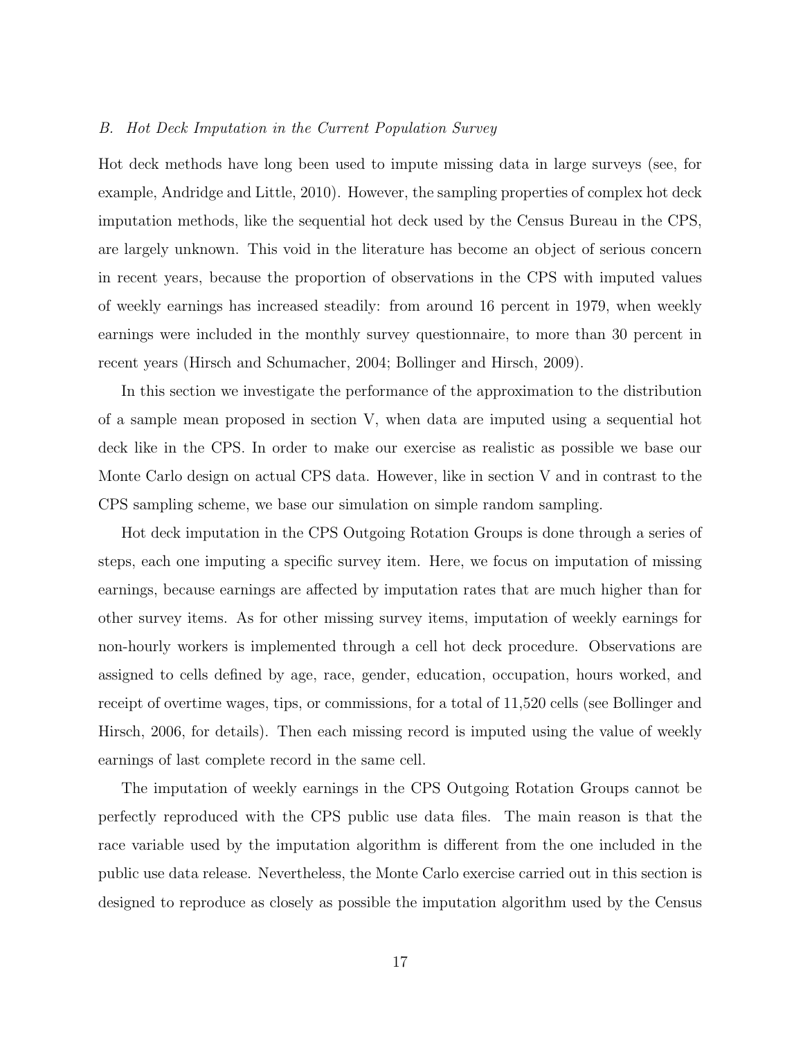### *B. Hot Deck Imputation in the Current Population Survey*

Hot deck methods have long been used to impute missing data in large surveys (see, for example, Andridge and Little, 2010). However, the sampling properties of complex hot deck imputation methods, like the sequential hot deck used by the Census Bureau in the CPS, are largely unknown. This void in the literature has become an object of serious concern in recent years, because the proportion of observations in the CPS with imputed values of weekly earnings has increased steadily: from around 16 percent in 1979, when weekly earnings were included in the monthly survey questionnaire, to more than 30 percent in recent years (Hirsch and Schumacher, 2004; Bollinger and Hirsch, 2009).

In this section we investigate the performance of the approximation to the distribution of a sample mean proposed in section V, when data are imputed using a sequential hot deck like in the CPS. In order to make our exercise as realistic as possible we base our Monte Carlo design on actual CPS data. However, like in section V and in contrast to the CPS sampling scheme, we base our simulation on simple random sampling.

Hot deck imputation in the CPS Outgoing Rotation Groups is done through a series of steps, each one imputing a specific survey item. Here, we focus on imputation of missing earnings, because earnings are affected by imputation rates that are much higher than for other survey items. As for other missing survey items, imputation of weekly earnings for non-hourly workers is implemented through a cell hot deck procedure. Observations are assigned to cells defined by age, race, gender, education, occupation, hours worked, and receipt of overtime wages, tips, or commissions, for a total of 11,520 cells (see Bollinger and Hirsch, 2006, for details). Then each missing record is imputed using the value of weekly earnings of last complete record in the same cell.

The imputation of weekly earnings in the CPS Outgoing Rotation Groups cannot be perfectly reproduced with the CPS public use data files. The main reason is that the race variable used by the imputation algorithm is different from the one included in the public use data release. Nevertheless, the Monte Carlo exercise carried out in this section is designed to reproduce as closely as possible the imputation algorithm used by the Census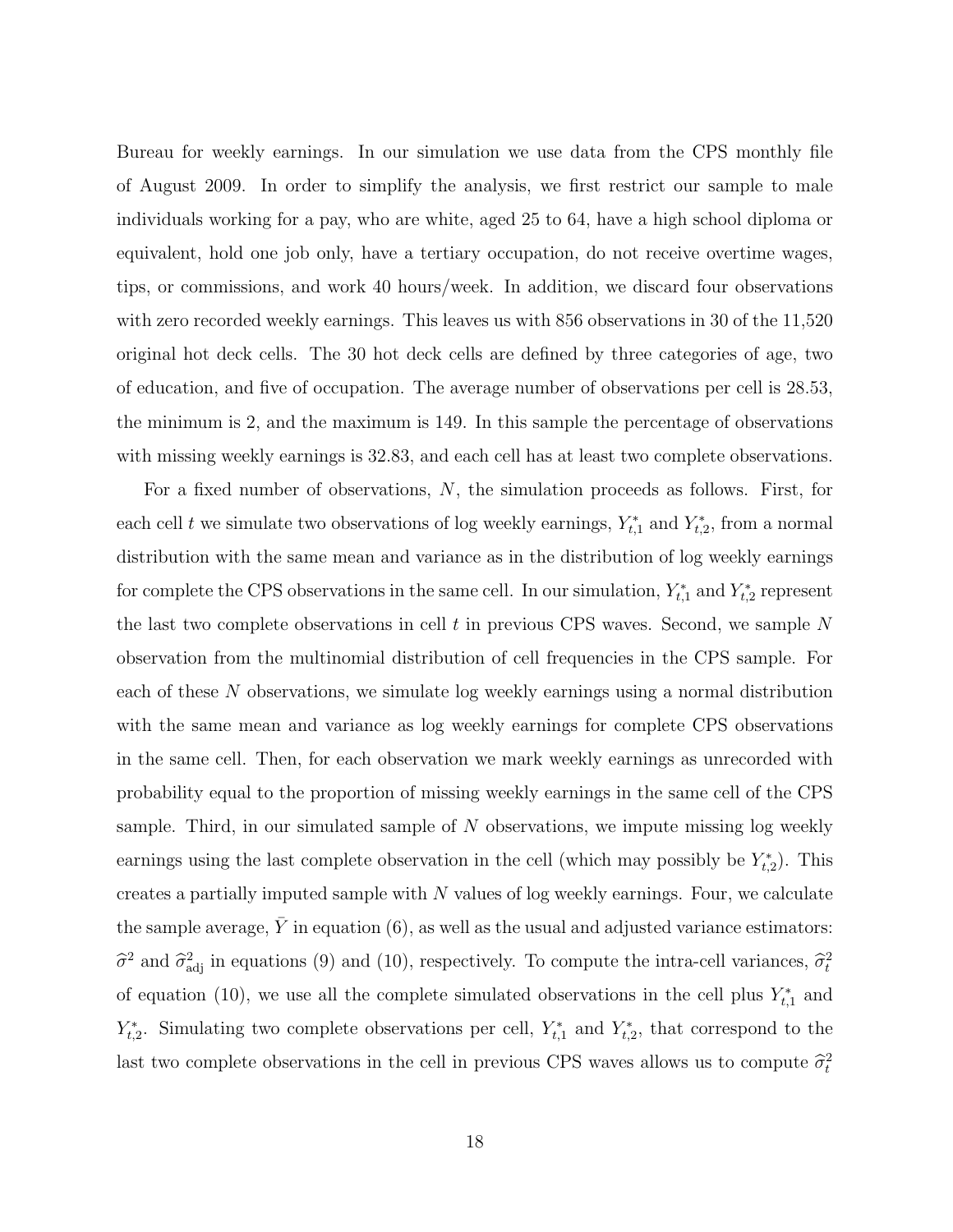Bureau for weekly earnings. In our simulation we use data from the CPS monthly file of August 2009. In order to simplify the analysis, we first restrict our sample to male individuals working for a pay, who are white, aged 25 to 64, have a high school diploma or equivalent, hold one job only, have a tertiary occupation, do not receive overtime wages, tips, or commissions, and work 40 hours/week. In addition, we discard four observations with zero recorded weekly earnings. This leaves us with 856 observations in 30 of the 11,520 original hot deck cells. The 30 hot deck cells are defined by three categories of age, two of education, and five of occupation. The average number of observations per cell is 28.53, the minimum is 2, and the maximum is 149. In this sample the percentage of observations with missing weekly earnings is 32.83, and each cell has at least two complete observations.

For a fixed number of observations, $N$, the simulation proceeds as follows. First, for each cell $t$ we simulate two observations of log weekly earnings, $Y^*_{t,1}$ and $Y^*_{t,2}$, from a normal distribution with the same mean and variance as in the distribution of log weekly earnings for complete the CPS observations in the same cell. In our simulation, $Y^*_{t,1}$ and $Y^*_{t,2}$ represent the last two complete observations in cell $t$ in previous CPS waves. Second, we sample $N$ observation from the multinomial distribution of cell frequencies in the CPS sample. For each of these $N$ observations, we simulate log weekly earnings using a normal distribution with the same mean and variance as log weekly earnings for complete CPS observations in the same cell. Then, for each observation we mark weekly earnings as unrecorded with probability equal to the proportion of missing weekly earnings in the same cell of the CPS sample. Third, in our simulated sample of $N$ observations, we impute missing log weekly earnings using the last complete observation in the cell (which may possibly be $Y^*_{t,2}$). This creates a partially imputed sample with $N$ values of log weekly earnings. Four, we calculate the sample average, $\bar{Y}$ in equation (6), as well as the usual and adjusted variance estimators: $\widehat{\sigma}^2$ and $\widehat{\sigma}^2_{\text{adj}}$ in equations (9) and (10), respectively. To compute the intra-cell variances, $\widehat{\sigma}^2_t$ of equation (10), we use all the complete simulated observations in the cell plus $Y^*_{t,1}$ and $Y^*_{t,2}$. Simulating two complete observations per cell, $Y^*_{t,1}$ and $Y^*_{t,2}$, that correspond to the last two complete observations in the cell in previous CPS waves allows us to compute $\widehat{\sigma}^2_t$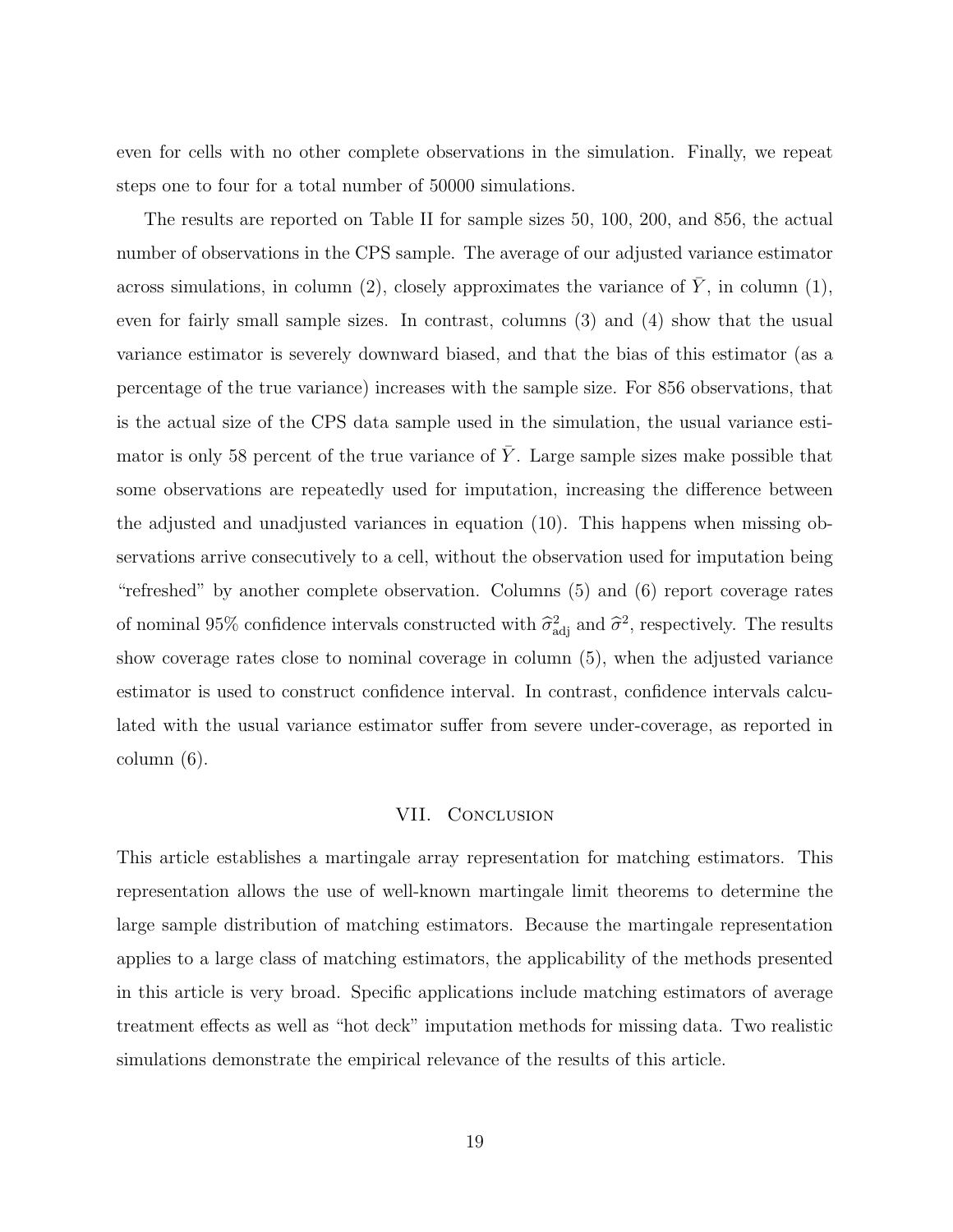even for cells with no other complete observations in the simulation. Finally, we repeat steps one to four for a total number of 50000 simulations.

The results are reported on Table II for sample sizes 50, 100, 200, and 856, the actual number of observations in the CPS sample. The average of our adjusted variance estimator across simulations, in column (2), closely approximates the variance of $\bar{Y}$, in column (1), even for fairly small sample sizes. In contrast, columns (3) and (4) show that the usual variance estimator is severely downward biased, and that the bias of this estimator (as a percentage of the true variance) increases with the sample size. For 856 observations, that is the actual size of the CPS data sample used in the simulation, the usual variance estimator is only 58 percent of the true variance of $\bar{Y}$. Large sample sizes make possible that some observations are repeatedly used for imputation, increasing the difference between the adjusted and unadjusted variances in equation (10). This happens when missing observations arrive consecutively to a cell, without the observation used for imputation being "refreshed" by another complete observation. Columns (5) and (6) report coverage rates of nominal 95% confidence intervals constructed with $\widehat{\sigma}^2_{\text{adj}}$ and $\widehat{\sigma}^2$, respectively. The results show coverage rates close to nominal coverage in column (5), when the adjusted variance estimator is used to construct confidence interval. In contrast, confidence intervals calculated with the usual variance estimator suffer from severe under-coverage, as reported in column (6).

## VII. Conclusion

This article establishes a martingale array representation for matching estimators. This representation allows the use of well-known martingale limit theorems to determine the large sample distribution of matching estimators. Because the martingale representation applies to a large class of matching estimators, the applicability of the methods presented in this article is very broad. Specific applications include matching estimators of average treatment effects as well as "hot deck" imputation methods for missing data. Two realistic simulations demonstrate the empirical relevance of the results of this article.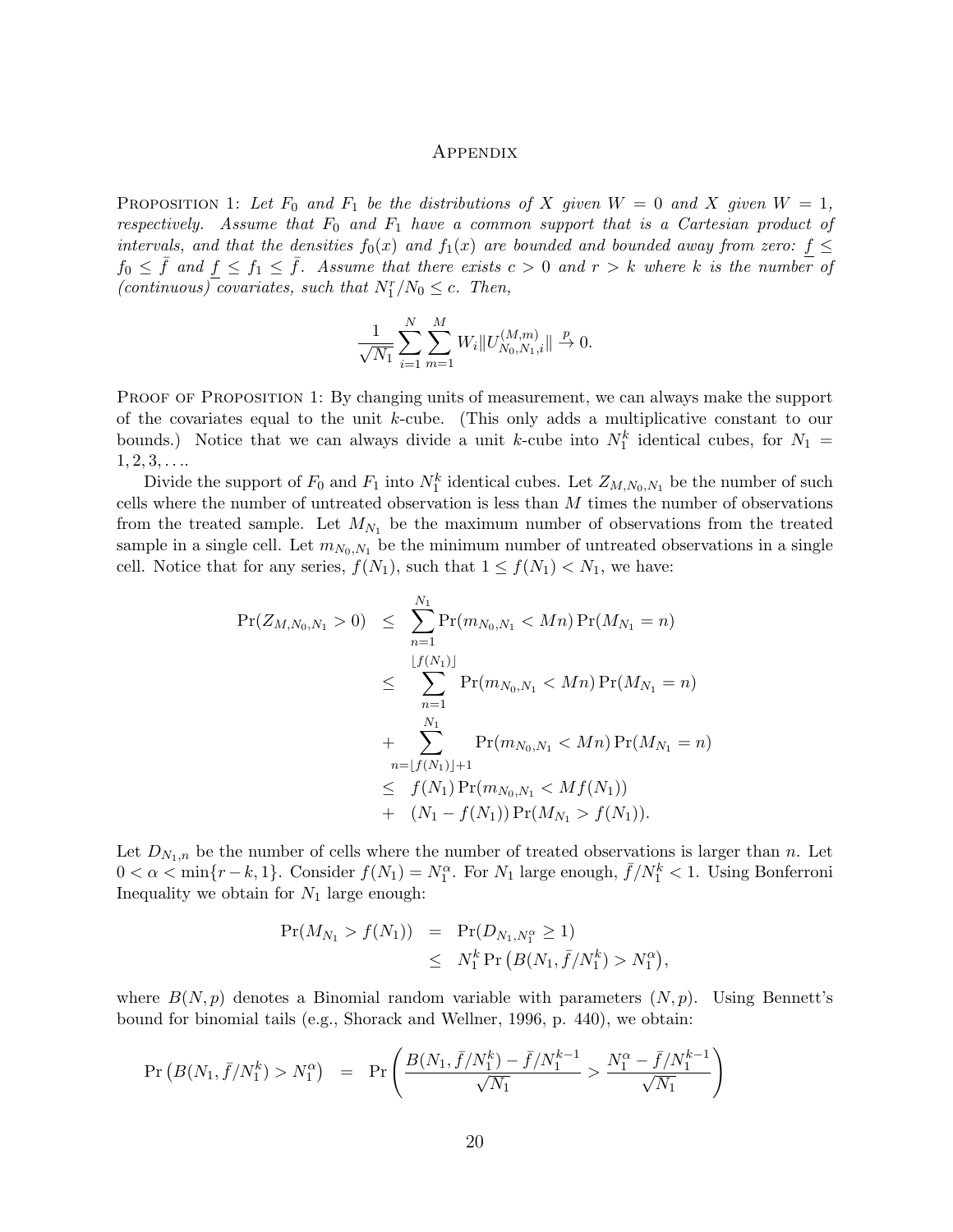# Appendix

Proposition 1: *Let $F_0$ and $F_1$ be the distributions of $X$ given $W = 0$ and $X$ given $W = 1$, respectively. Assume that $F_0$ and $F_1$ have a common support that is a Cartesian product of intervals, and that the densities $f_0(x)$ and $f_1(x)$ are bounded and bounded away from zero: $\underline{f} \leq f_0 \leq \bar{f}$ and $\underline{f} \leq f_1 \leq \bar{f}$. Assume that there exists $c > 0$ and $r > k$ where $k$ is the number of (continuous) covariates, such that $N_1^r/N_0 \leq c$. Then,*

$$\frac{1}{\sqrt{N_1}} \sum_{i=1}^{N} \sum_{m=1}^{M} W_i \|U_{N_0,N_1,i}^{(M,m)}\| \xrightarrow{p} 0.$$

Proof of Proposition 1: By changing units of measurement, we can always make the support of the covariates equal to the unit $k$-cube. (This only adds a multiplicative constant to our bounds.) Notice that we can always divide a unit $k$-cube into $N_1^k$ identical cubes, for $N_1 = 1, 2, 3, \ldots$.

Divide the support of $F_0$ and $F_1$ into $N_1^k$ identical cubes. Let $Z_{M,N_0,N_1}$ be the number of such cells where the number of untreated observation is less than $M$ times the number of observations from the treated sample. Let $M_{N_1}$ be the maximum number of observations from the treated sample in a single cell. Let $m_{N_0,N_1}$ be the minimum number of untreated observations in a single cell. Notice that for any series, $f(N_1)$, such that $1 \leq f(N_1) < N_1$, we have:

$$\begin{aligned}
\Pr(Z_{M,N_0,N_1} > 0) &\leq \sum_{n=1}^{N_1} \Pr(m_{N_0,N_1} < Mn) \Pr(M_{N_1} = n) \\
&\leq \sum_{n=1}^{\lfloor f(N_1) \rfloor} \Pr(m_{N_0,N_1} < Mn) \Pr(M_{N_1} = n) \\
&+ \sum_{n=\lfloor f(N_1) \rfloor + 1}^{N_1} \Pr(m_{N_0,N_1} < Mn) \Pr(M_{N_1} = n) \\
&\leq f(N_1) \Pr(m_{N_0,N_1} < Mf(N_1)) \\
&+ (N_1 - f(N_1)) \Pr(M_{N_1} > f(N_1)).
\end{aligned}$$

Let $D_{N_1,n}$ be the number of cells where the number of treated observations is larger than $n$. Let $0 < \alpha < \min\{r - k, 1\}$. Consider $f(N_1) = N_1^\alpha$. For $N_1$ large enough, $\bar{f}/N_1^k < 1$. Using Bonferroni Inequality we obtain for $N_1$ large enough:

$$\begin{aligned}
\Pr(M_{N_1} > f(N_1)) &= \Pr(D_{N_1,N_1^\alpha} \geq 1) \\
&\leq N_1^k \Pr\left(B(N_1, \bar{f}/N_1^k) > N_1^\alpha\right),
\end{aligned}$$

where $B(N, p)$ denotes a Binomial random variable with parameters $(N, p)$. Using Bennett's bound for binomial tails (e.g., Shorack and Wellner, 1996, p. 440), we obtain:

$$\Pr\left(B(N_1, \bar{f}/N_1^k) > N_1^\alpha\right) = \Pr\left(\frac{B(N_1, \bar{f}/N_1^k) - \bar{f}/N_1^{k-1}}{\sqrt{N_1}} > \frac{N_1^\alpha - \bar{f}/N_1^{k-1}}{\sqrt{N_1}}\right)$$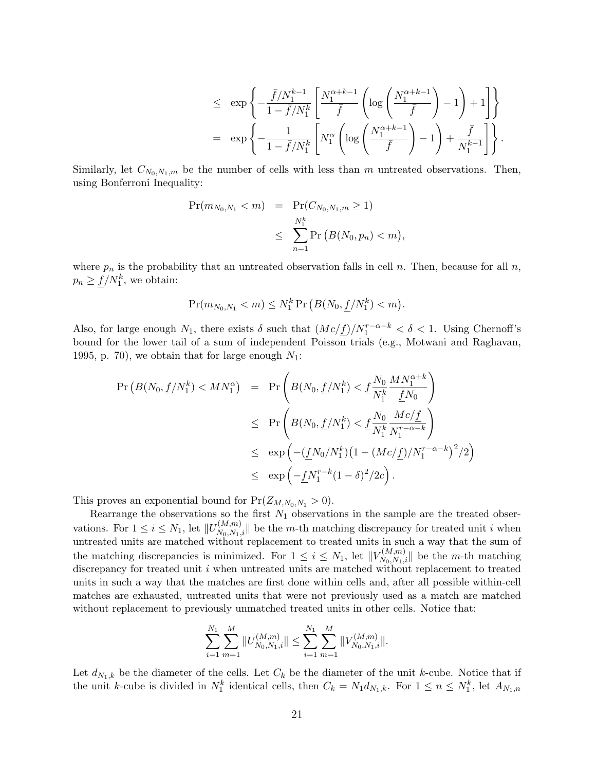$$
\begin{aligned}
&\leq \exp\left\{-\frac{\bar{f}/N_1^{k-1}}{1-\bar{f}/N_1^k}\left[\frac{N_1^{\alpha+k-1}}{\bar{f}}\left(\log\left(\frac{N_1^{\alpha+k-1}}{\bar{f}}\right)-1\right)+1\right]\right\} \\
&= \exp\left\{-\frac{1}{1-\bar{f}/N_1^k}\left[N_1^{\alpha}\left(\log\left(\frac{N_1^{\alpha+k-1}}{\bar{f}}\right)-1\right)+\frac{\bar{f}}{N_1^{k-1}}\right]\right\}.
\end{aligned}
$$

Similarly, let $C_{N_0,N_1,m}$ be the number of cells with less than $m$ untreated observations. Then, using Bonferroni Inequality:

$$
\begin{aligned}
\Pr(m_{N_0,N_1} < m) &= \Pr(C_{N_0,N_1,m} \geq 1) \\
&\leq \sum_{n=1}^{N_1^k} \Pr\big(B(N_0,p_n) < m\big),
\end{aligned}
$$

where $p_n$ is the probability that an untreated observation falls in cell $n$. Then, because for all $n$, $p_n \geq \underline{f}/N_1^k$, we obtain:

$$
\Pr(m_{N_0,N_1} < m) \leq N_1^k \Pr\big(B(N_0,\underline{f}/N_1^k) < m\big).
$$

Also, for large enough $N_1$, there exists $\delta$ such that $(Mc/\underline{f})/N_1^{r-\alpha-k} < \delta < 1$. Using Chernoff's bound for the lower tail of a sum of independent Poisson trials (e.g., Motwani and Raghavan, 1995, p. 70), we obtain that for large enough $N_1$:

$$
\begin{aligned}
\Pr\big(B(N_0,\underline{f}/N_1^k) < MN_1^{\alpha}\big) &= \Pr\left(B(N_0,\underline{f}/N_1^k) < \underline{f}\frac{N_0}{N_1^k}\frac{MN_1^{\alpha+k}}{\underline{f}N_0}\right) \\
&\leq \Pr\left(B(N_0,\underline{f}/N_1^k) < \underline{f}\frac{N_0}{N_1^k}\frac{Mc/\underline{f}}{N_1^{r-\alpha-k}}\right) \\
&\leq \exp\Big(-(\underline{f}N_0/N_1^k)\big(1-(Mc/\underline{f})/N_1^{r-\alpha-k}\big)^2/2\Big) \\
&\leq \exp\Big(-\underline{f}N_1^{r-k}(1-\delta)^2/2c\Big).
\end{aligned}
$$

This proves an exponential bound for $\Pr(Z_{M,N_0,N_1} > 0)$.

Rearrange the observations so the first $N_1$ observations in the sample are the treated observations. For $1 \leq i \leq N_1$, let $\|U_{N_0,N_1,i}^{(M,m)}\|$ be the $m$-th matching discrepancy for treated unit $i$ when untreated units are matched without replacement to treated units in such a way that the sum of the matching discrepancies is minimized. For $1 \leq i \leq N_1$, let $\|V_{N_0,N_1,i}^{(M,m)}\|$ be the $m$-th matching discrepancy for treated unit $i$ when untreated units are matched without replacement to treated units in such a way that the matches are first done within cells and, after all possible within-cell matches are exhausted, untreated units that were not previously used as a match are matched without replacement to previously unmatched treated units in other cells. Notice that:

$$
\sum_{i=1}^{N_1}\sum_{m=1}^{M}\|U_{N_0,N_1,i}^{(M,m)}\| \leq \sum_{i=1}^{N_1}\sum_{m=1}^{M}\|V_{N_0,N_1,i}^{(M,m)}\|.
$$

Let $d_{N_1,k}$ be the diameter of the cells. Let $C_k$ be the diameter of the unit $k$-cube. Notice that if the unit $k$-cube is divided in $N_1^k$ identical cells, then $C_k = N_1 d_{N_1,k}$. For $1 \leq n \leq N_1^k$, let $A_{N_1,n}$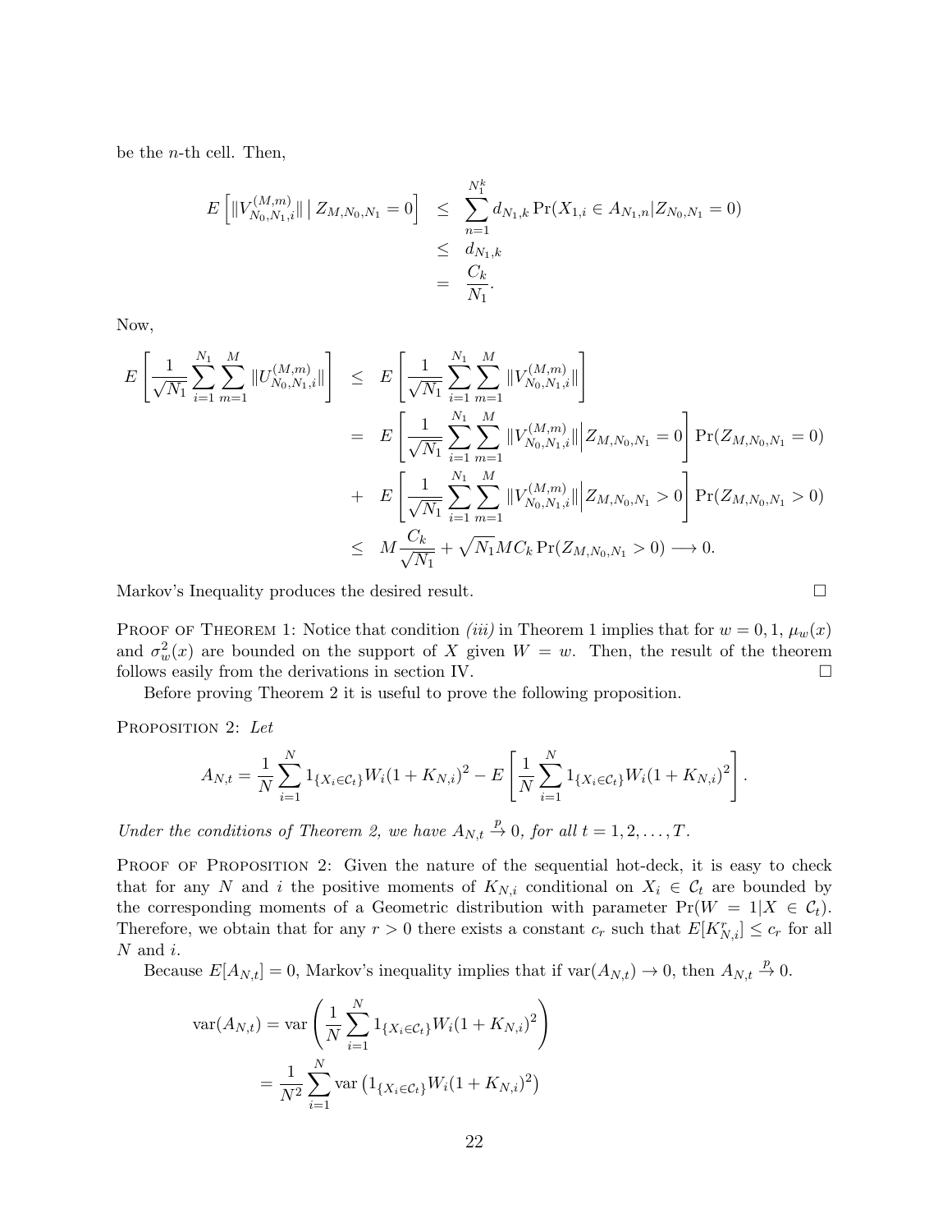be the $n$-th cell. Then,

$$
\begin{aligned}
E\left[\|V^{(M,m)}_{N_0,N_1,i}\| \,\middle|\, Z_{M,N_0,N_1}=0\right] &\leq \sum_{n=1}^{N_1^k} d_{N_1,k}\Pr(X_{1,i}\in A_{N_1,n}|Z_{N_0,N_1}=0)\\
&\leq d_{N_1,k}\\
&= \frac{C_k}{N_1}.
\end{aligned}
$$

Now,

$$
\begin{aligned}
E\left[\frac{1}{\sqrt{N_1}}\sum_{i=1}^{N_1}\sum_{m=1}^{M}\|U^{(M,m)}_{N_0,N_1,i}\|\right] &\leq E\left[\frac{1}{\sqrt{N_1}}\sum_{i=1}^{N_1}\sum_{m=1}^{M}\|V^{(M,m)}_{N_0,N_1,i}\|\right]\\
&= E\left[\frac{1}{\sqrt{N_1}}\sum_{i=1}^{N_1}\sum_{m=1}^{M}\|V^{(M,m)}_{N_0,N_1,i}\|\middle| Z_{M,N_0,N_1}=0\right]\Pr(Z_{M,N_0,N_1}=0)\\
&+ E\left[\frac{1}{\sqrt{N_1}}\sum_{i=1}^{N_1}\sum_{m=1}^{M}\|V^{(M,m)}_{N_0,N_1,i}\|\middle| Z_{M,N_0,N_1}>0\right]\Pr(Z_{M,N_0,N_1}>0)\\
&\leq M\frac{C_k}{\sqrt{N_1}}+\sqrt{N_1}MC_k\Pr(Z_{M,N_0,N_1}>0)\longrightarrow 0.
\end{aligned}
$$

Markov's Inequality produces the desired result. □

PROOF OF THEOREM 1: Notice that condition *(iii)* in Theorem 1 implies that for $w=0,1$, $\mu_w(x)$ and $\sigma^2_w(x)$ are bounded on the support of $X$ given $W=w$. Then, the result of the theorem follows easily from the derivations in section IV. □

Before proving Theorem 2 it is useful to prove the following proposition.

PROPOSITION 2: *Let*

$$
A_{N,t}=\frac{1}{N}\sum_{i=1}^{N}1_{\{X_i\in\mathcal{C}_t\}}W_i(1+K_{N,i})^2-E\left[\frac{1}{N}\sum_{i=1}^{N}1_{\{X_i\in\mathcal{C}_t\}}W_i(1+K_{N,i})^2\right].
$$

*Under the conditions of Theorem 2, we have $A_{N,t}\xrightarrow{p}0$, for all $t=1,2,\ldots,T$.*

PROOF OF PROPOSITION 2: Given the nature of the sequential hot-deck, it is easy to check that for any $N$ and $i$ the positive moments of $K_{N,i}$ conditional on $X_i\in\mathcal{C}_t$ are bounded by the corresponding moments of a Geometric distribution with parameter $\Pr(W=1|X\in\mathcal{C}_t)$. Therefore, we obtain that for any $r>0$ there exists a constant $c_r$ such that $E[K^r_{N,i}]\leq c_r$ for all $N$ and $i$.

Because $E[A_{N,t}]=0$, Markov's inequality implies that if $\text{var}(A_{N,t})\to 0$, then $A_{N,t}\xrightarrow{p}0$.

$$
\begin{aligned}
\text{var}(A_{N,t}) &= \text{var}\left(\frac{1}{N}\sum_{i=1}^{N}1_{\{X_i\in\mathcal{C}_t\}}W_i(1+K_{N,i})^2\right)\\
&= \frac{1}{N^2}\sum_{i=1}^{N}\text{var}\left(1_{\{X_i\in\mathcal{C}_t\}}W_i(1+K_{N,i})^2\right)
\end{aligned}
$$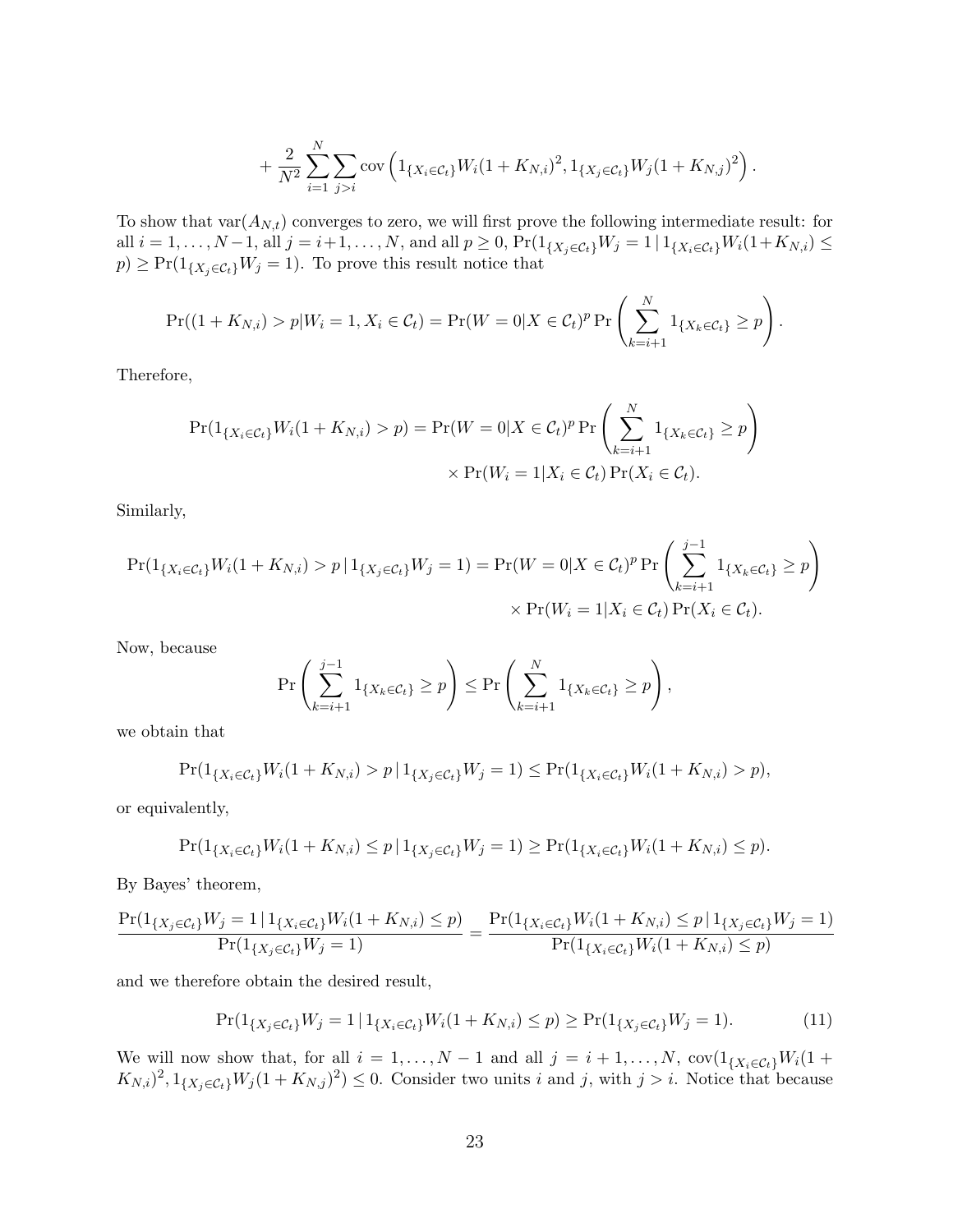$$+ \frac{2}{N^2} \sum_{i=1}^{N} \sum_{j>i} \text{cov}\left(1_{\{X_i \in \mathcal{C}_t\}} W_i (1 + K_{N,i})^2, 1_{\{X_j \in \mathcal{C}_t\}} W_j (1 + K_{N,j})^2\right).$$

To show that $\text{var}(A_{N,t})$ converges to zero, we will first prove the following intermediate result: for all $i = 1, \ldots, N-1$, all $j = i+1, \ldots, N$, and all $p \geq 0$, $\Pr(1_{\{X_j \in \mathcal{C}_t\}} W_j = 1 \,|\, 1_{\{X_i \in \mathcal{C}_t\}} W_i (1+K_{N,i}) \leq p) \geq \Pr(1_{\{X_j \in \mathcal{C}_t\}} W_j = 1)$. To prove this result notice that

$$\Pr((1 + K_{N,i}) > p | W_i = 1, X_i \in \mathcal{C}_t) = \Pr(W = 0 | X \in \mathcal{C}_t)^p \Pr\left(\sum_{k=i+1}^{N} 1_{\{X_k \in \mathcal{C}_t\}} \geq p\right).$$

Therefore,

$$\Pr(1_{\{X_i \in \mathcal{C}_t\}} W_i (1 + K_{N,i}) > p) = \Pr(W = 0 | X \in \mathcal{C}_t)^p \Pr\left(\sum_{k=i+1}^{N} 1_{\{X_k \in \mathcal{C}_t\}} \geq p\right) \times \Pr(W_i = 1 | X_i \in \mathcal{C}_t) \Pr(X_i \in \mathcal{C}_t).$$

Similarly,

$$\Pr(1_{\{X_i \in \mathcal{C}_t\}} W_i (1 + K_{N,i}) > p \,|\, 1_{\{X_j \in \mathcal{C}_t\}} W_j = 1) = \Pr(W = 0 | X \in \mathcal{C}_t)^p \Pr\left(\sum_{k=i+1}^{j-1} 1_{\{X_k \in \mathcal{C}_t\}} \geq p\right) \times \Pr(W_i = 1 | X_i \in \mathcal{C}_t) \Pr(X_i \in \mathcal{C}_t).$$

Now, because

$$\Pr\left(\sum_{k=i+1}^{j-1} 1_{\{X_k \in \mathcal{C}_t\}} \geq p\right) \leq \Pr\left(\sum_{k=i+1}^{N} 1_{\{X_k \in \mathcal{C}_t\}} \geq p\right),$$

we obtain that

$$\Pr(1_{\{X_i \in \mathcal{C}_t\}} W_i (1 + K_{N,i}) > p \,|\, 1_{\{X_j \in \mathcal{C}_t\}} W_j = 1) \leq \Pr(1_{\{X_i \in \mathcal{C}_t\}} W_i (1 + K_{N,i}) > p),$$

or equivalently,

$$\Pr(1_{\{X_i \in \mathcal{C}_t\}} W_i (1 + K_{N,i}) \leq p \,|\, 1_{\{X_j \in \mathcal{C}_t\}} W_j = 1) \geq \Pr(1_{\{X_i \in \mathcal{C}_t\}} W_i (1 + K_{N,i}) \leq p).$$

By Bayes' theorem,

$$\frac{\Pr(1_{\{X_j \in \mathcal{C}_t\}} W_j = 1 \,|\, 1_{\{X_i \in \mathcal{C}_t\}} W_i (1 + K_{N,i}) \leq p)}{\Pr(1_{\{X_j \in \mathcal{C}_t\}} W_j = 1)} = \frac{\Pr(1_{\{X_i \in \mathcal{C}_t\}} W_i (1 + K_{N,i}) \leq p \,|\, 1_{\{X_j \in \mathcal{C}_t\}} W_j = 1)}{\Pr(1_{\{X_i \in \mathcal{C}_t\}} W_i (1 + K_{N,i}) \leq p)}$$

and we therefore obtain the desired result,

$$\Pr(1_{\{X_j \in \mathcal{C}_t\}} W_j = 1 \,|\, 1_{\{X_i \in \mathcal{C}_t\}} W_i (1 + K_{N,i}) \leq p) \geq \Pr(1_{\{X_j \in \mathcal{C}_t\}} W_j = 1). \tag{11}$$

We will now show that, for all $i = 1, \ldots, N-1$ and all $j = i+1, \ldots, N$, $\text{cov}(1_{\{X_i \in \mathcal{C}_t\}} W_i (1 + K_{N,i})^2, 1_{\{X_j \in \mathcal{C}_t\}} W_j (1 + K_{N,j})^2) \leq 0$. Consider two units $i$ and $j$, with $j > i$. Notice that because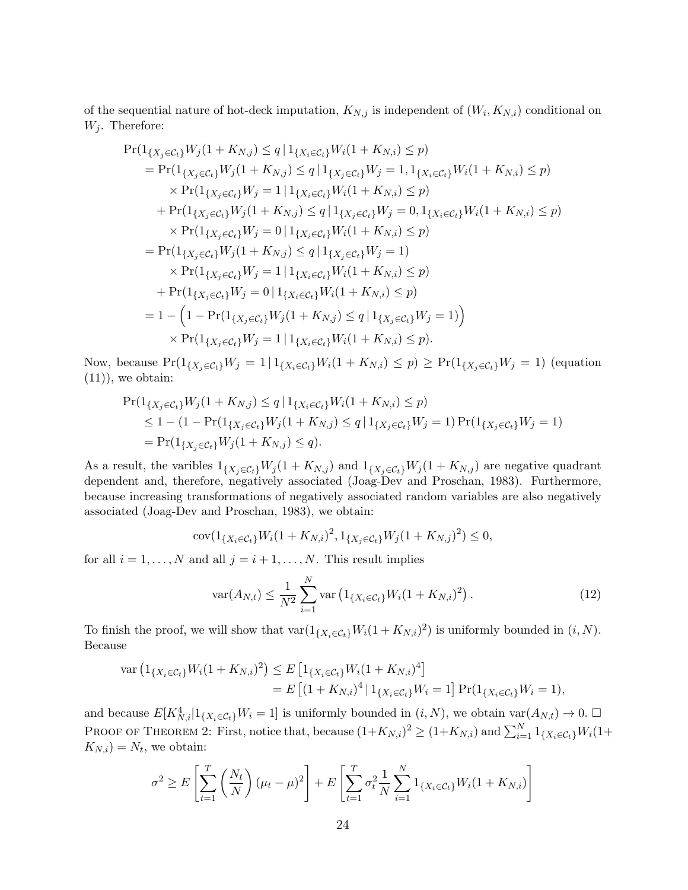of the sequential nature of hot-deck imputation, $K_{N,j}$ is independent of $(W_i, K_{N,i})$ conditional on $W_j$. Therefore:

$$
\begin{aligned}
&\Pr(1_{\{X_j\in\mathcal{C}_t\}}W_j(1+K_{N,j}) \le q \,|\, 1_{\{X_i\in\mathcal{C}_t\}}W_i(1+K_{N,i}) \le p) \\
&= \Pr(1_{\{X_j\in\mathcal{C}_t\}}W_j(1+K_{N,j}) \le q \,|\, 1_{\{X_j\in\mathcal{C}_t\}}W_j = 1, 1_{\{X_i\in\mathcal{C}_t\}}W_i(1+K_{N,i}) \le p) \\
&\quad \times \Pr(1_{\{X_j\in\mathcal{C}_t\}}W_j = 1 \,|\, 1_{\{X_i\in\mathcal{C}_t\}}W_i(1+K_{N,i}) \le p) \\
&\quad + \Pr(1_{\{X_j\in\mathcal{C}_t\}}W_j(1+K_{N,j}) \le q \,|\, 1_{\{X_j\in\mathcal{C}_t\}}W_j = 0, 1_{\{X_i\in\mathcal{C}_t\}}W_i(1+K_{N,i}) \le p) \\
&\quad \times \Pr(1_{\{X_j\in\mathcal{C}_t\}}W_j = 0 \,|\, 1_{\{X_i\in\mathcal{C}_t\}}W_i(1+K_{N,i}) \le p) \\
&= \Pr(1_{\{X_j\in\mathcal{C}_t\}}W_j(1+K_{N,j}) \le q \,|\, 1_{\{X_j\in\mathcal{C}_t\}}W_j = 1) \\
&\quad \times \Pr(1_{\{X_j\in\mathcal{C}_t\}}W_j = 1 \,|\, 1_{\{X_i\in\mathcal{C}_t\}}W_i(1+K_{N,i}) \le p) \\
&\quad + \Pr(1_{\{X_j\in\mathcal{C}_t\}}W_j = 0 \,|\, 1_{\{X_i\in\mathcal{C}_t\}}W_i(1+K_{N,i}) \le p) \\
&= 1 - \Big(1 - \Pr(1_{\{X_j\in\mathcal{C}_t\}}W_j(1+K_{N,j}) \le q \,|\, 1_{\{X_j\in\mathcal{C}_t\}}W_j = 1)\Big) \\
&\quad \times \Pr(1_{\{X_j\in\mathcal{C}_t\}}W_j = 1 \,|\, 1_{\{X_i\in\mathcal{C}_t\}}W_i(1+K_{N,i}) \le p).
\end{aligned}
$$

Now, because $\Pr(1_{\{X_j\in\mathcal{C}_t\}}W_j = 1 \,|\, 1_{\{X_i\in\mathcal{C}_t\}}W_i(1+K_{N,i}) \le p) \ge \Pr(1_{\{X_j\in\mathcal{C}_t\}}W_j = 1)$ (equation (11)), we obtain:

$$
\begin{aligned}
&\Pr(1_{\{X_j\in\mathcal{C}_t\}}W_j(1+K_{N,j}) \le q \,|\, 1_{\{X_i\in\mathcal{C}_t\}}W_i(1+K_{N,i}) \le p) \\
&\le 1 - (1 - \Pr(1_{\{X_j\in\mathcal{C}_t\}}W_j(1+K_{N,j}) \le q \,|\, 1_{\{X_j\in\mathcal{C}_t\}}W_j = 1)\Pr(1_{\{X_j\in\mathcal{C}_t\}}W_j = 1) \\
&= \Pr(1_{\{X_j\in\mathcal{C}_t\}}W_j(1+K_{N,j}) \le q).
\end{aligned}
$$

As a result, the varibles $1_{\{X_j\in\mathcal{C}_t\}}W_j(1+K_{N,j})$ and $1_{\{X_j\in\mathcal{C}_t\}}W_j(1+K_{N,j})$ are negative quadrant dependent and, therefore, negatively associated (Joag-Dev and Proschan, 1983). Furthermore, because increasing transformations of negatively associated random variables are also negatively associated (Joag-Dev and Proschan, 1983), we obtain:

$$
\mathrm{cov}(1_{\{X_i\in\mathcal{C}_t\}}W_i(1+K_{N,i})^2, 1_{\{X_j\in\mathcal{C}_t\}}W_j(1+K_{N,j})^2) \le 0,
$$

for all $i = 1, \dots, N$ and all $j = i+1, \dots, N$. This result implies

$$
\mathrm{var}(A_{N,t}) \le \frac{1}{N^2}\sum_{i=1}^{N} \mathrm{var}\left(1_{\{X_i\in\mathcal{C}_t\}}W_i(1+K_{N,i})^2\right). \tag{12}
$$

To finish the proof, we will show that $\mathrm{var}(1_{\{X_i\in\mathcal{C}_t\}}W_i(1+K_{N,i})^2)$ is uniformly bounded in $(i, N)$. Because

$$
\begin{aligned}
\mathrm{var}\left(1_{\{X_i\in\mathcal{C}_t\}}W_i(1+K_{N,i})^2\right) &\le E\left[1_{\{X_i\in\mathcal{C}_t\}}W_i(1+K_{N,i})^4\right] \\
&= E\left[(1+K_{N,i})^4 \,|\, 1_{\{X_i\in\mathcal{C}_t\}}W_i = 1\right]\Pr(1_{\{X_i\in\mathcal{C}_t\}}W_i = 1),
\end{aligned}
$$

and because $E[K_{N,i}^4 | 1_{\{X_i\in\mathcal{C}_t\}}W_i = 1]$ is uniformly bounded in $(i, N)$, we obtain $\mathrm{var}(A_{N,t}) \to 0$. $\square$

Proof of Theorem 2: First, notice that, because $(1+K_{N,i})^2 \ge (1+K_{N,i})$ and $\sum_{i=1}^{N} 1_{\{X_i\in\mathcal{C}_t\}}W_i(1+K_{N,i}) = N_t$, we obtain:

$$
\sigma^2 \ge E\left[\sum_{t=1}^{T}\left(\frac{N_t}{N}\right)(\mu_t - \mu)^2\right] + E\left[\sum_{t=1}^{T}\sigma_t^2\frac{1}{N}\sum_{i=1}^{N}1_{\{X_i\in\mathcal{C}_t\}}W_i(1+K_{N,i})\right]
$$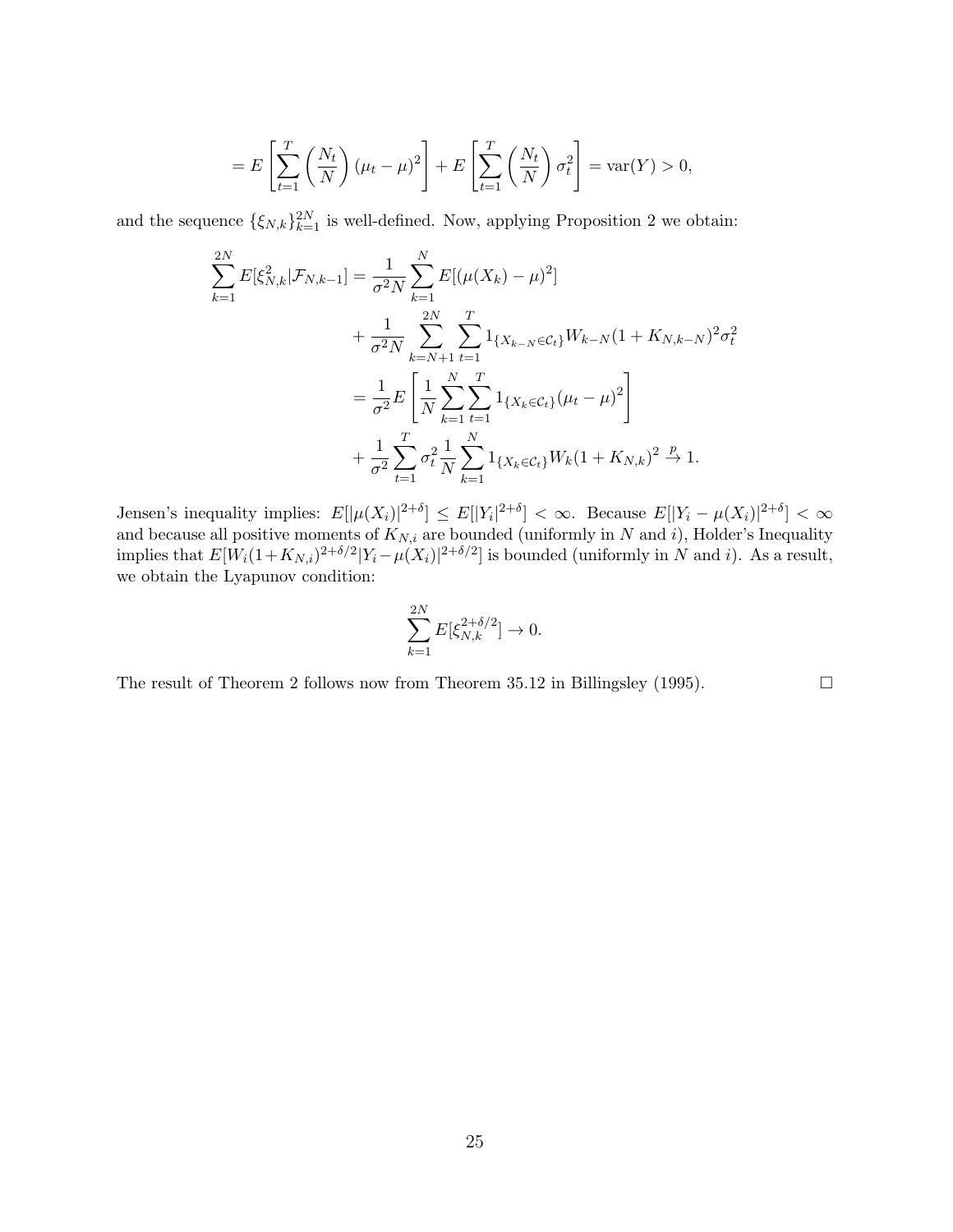$$= E\left[\sum_{t=1}^{T}\left(\frac{N_t}{N}\right)(\mu_t-\mu)^2\right] + E\left[\sum_{t=1}^{T}\left(\frac{N_t}{N}\right)\sigma_t^2\right] = \text{var}(Y) > 0,$$

and the sequence $\{\xi_{N,k}\}_{k=1}^{2N}$ is well-defined. Now, applying Proposition 2 we obtain:

$$\begin{aligned}
\sum_{k=1}^{2N} E[\xi_{N,k}^2|\mathcal{F}_{N,k-1}] &= \frac{1}{\sigma^2 N}\sum_{k=1}^{N} E[(\mu(X_k)-\mu)^2] \\
&\quad + \frac{1}{\sigma^2 N}\sum_{k=N+1}^{2N}\sum_{t=1}^{T} 1_{\{X_{k-N}\in\mathcal{C}_t\}} W_{k-N}(1+K_{N,k-N})^2\sigma_t^2 \\
&= \frac{1}{\sigma^2} E\left[\frac{1}{N}\sum_{k=1}^{N}\sum_{t=1}^{T} 1_{\{X_k\in\mathcal{C}_t\}}(\mu_t-\mu)^2\right] \\
&\quad + \frac{1}{\sigma^2}\sum_{t=1}^{T}\sigma_t^2 \frac{1}{N}\sum_{k=1}^{N} 1_{\{X_k\in\mathcal{C}_t\}} W_k(1+K_{N,k})^2 \xrightarrow{p} 1.
\end{aligned}$$

Jensen's inequality implies: $E[|\mu(X_i)|^{2+\delta}] \leq E[|Y_i|^{2+\delta}] < \infty$. Because $E[|Y_i - \mu(X_i)|^{2+\delta}] < \infty$ and because all positive moments of $K_{N,i}$ are bounded (uniformly in $N$ and $i$), Holder's Inequality implies that $E[W_i(1+K_{N,i})^{2+\delta/2}|Y_i - \mu(X_i)|^{2+\delta/2}]$ is bounded (uniformly in $N$ and $i$). As a result, we obtain the Lyapunov condition:

$$\sum_{k=1}^{2N} E[\xi_{N,k}^{2+\delta/2}] \to 0.$$

The result of Theorem 2 follows now from Theorem 35.12 in Billingsley (1995). □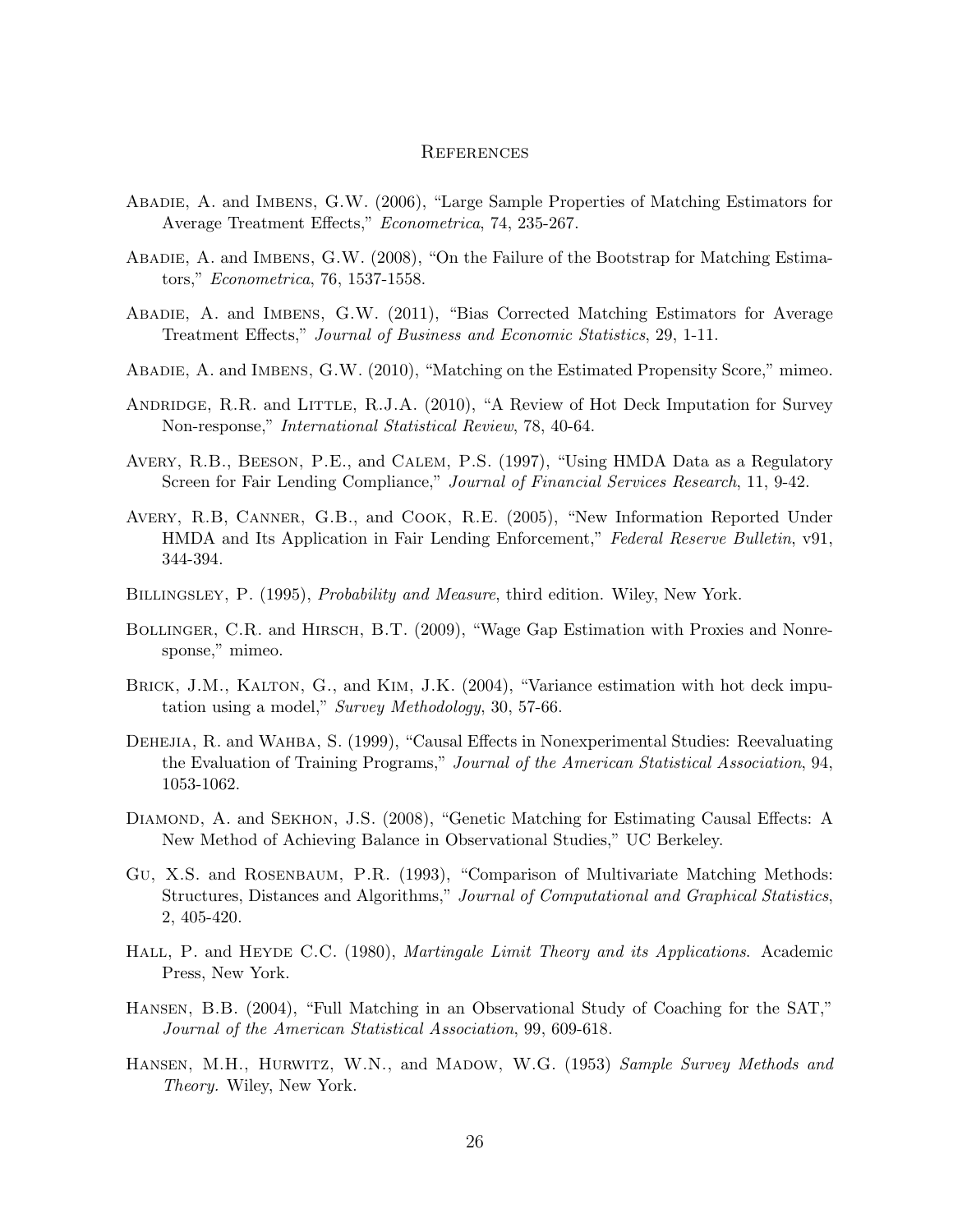# References

Abadie, A. and Imbens, G.W. (2006), "Large Sample Properties of Matching Estimators for Average Treatment Effects," *Econometrica*, 74, 235-267.

Abadie, A. and Imbens, G.W. (2008), "On the Failure of the Bootstrap for Matching Estimators," *Econometrica*, 76, 1537-1558.

Abadie, A. and Imbens, G.W. (2011), "Bias Corrected Matching Estimators for Average Treatment Effects," *Journal of Business and Economic Statistics*, 29, 1-11.

Abadie, A. and Imbens, G.W. (2010), "Matching on the Estimated Propensity Score," mimeo.

Andridge, R.R. and Little, R.J.A. (2010), "A Review of Hot Deck Imputation for Survey Non-response," *International Statistical Review*, 78, 40-64.

Avery, R.B., Beeson, P.E., and Calem, P.S. (1997), "Using HMDA Data as a Regulatory Screen for Fair Lending Compliance," *Journal of Financial Services Research*, 11, 9-42.

Avery, R.B, Canner, G.B., and Cook, R.E. (2005), "New Information Reported Under HMDA and Its Application in Fair Lending Enforcement," *Federal Reserve Bulletin*, v91, 344-394.

Billingsley, P. (1995), *Probability and Measure*, third edition. Wiley, New York.

Bollinger, C.R. and Hirsch, B.T. (2009), "Wage Gap Estimation with Proxies and Nonresponse," mimeo.

Brick, J.M., Kalton, G., and Kim, J.K. (2004), "Variance estimation with hot deck imputation using a model," *Survey Methodology*, 30, 57-66.

Dehejia, R. and Wahba, S. (1999), "Causal Effects in Nonexperimental Studies: Reevaluating the Evaluation of Training Programs," *Journal of the American Statistical Association*, 94, 1053-1062.

Diamond, A. and Sekhon, J.S. (2008), "Genetic Matching for Estimating Causal Effects: A New Method of Achieving Balance in Observational Studies," UC Berkeley.

Gu, X.S. and Rosenbaum, P.R. (1993), "Comparison of Multivariate Matching Methods: Structures, Distances and Algorithms," *Journal of Computational and Graphical Statistics*, 2, 405-420.

Hall, P. and Heyde C.C. (1980), *Martingale Limit Theory and its Applications.* Academic Press, New York.

Hansen, B.B. (2004), "Full Matching in an Observational Study of Coaching for the SAT," *Journal of the American Statistical Association*, 99, 609-618.

Hansen, M.H., Hurwitz, W.N., and Madow, W.G. (1953) *Sample Survey Methods and Theory.* Wiley, New York.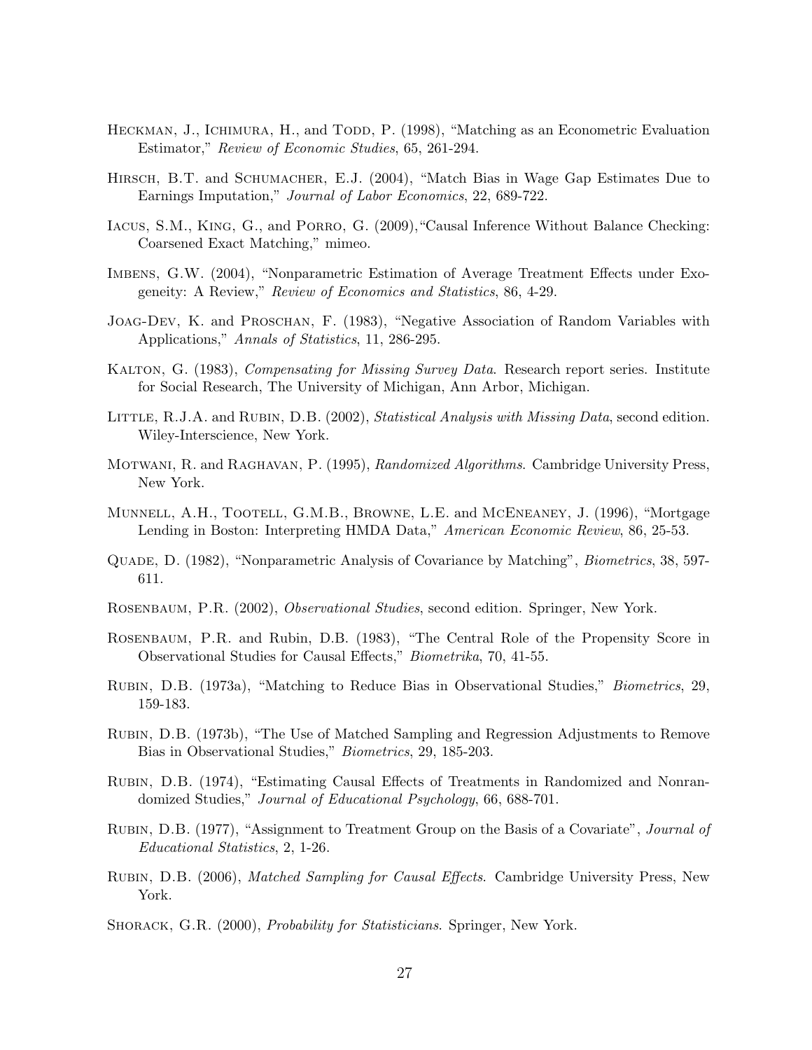Heckman, J., Ichimura, H., and Todd, P. (1998), "Matching as an Econometric Evaluation Estimator," *Review of Economic Studies*, 65, 261-294.

Hirsch, B.T. and Schumacher, E.J. (2004), "Match Bias in Wage Gap Estimates Due to Earnings Imputation," *Journal of Labor Economics*, 22, 689-722.

Iacus, S.M., King, G., and Porro, G. (2009),"Causal Inference Without Balance Checking: Coarsened Exact Matching," mimeo.

Imbens, G.W. (2004), "Nonparametric Estimation of Average Treatment Effects under Exogeneity: A Review," *Review of Economics and Statistics*, 86, 4-29.

Joag-Dev, K. and Proschan, F. (1983), "Negative Association of Random Variables with Applications," *Annals of Statistics*, 11, 286-295.

Kalton, G. (1983), *Compensating for Missing Survey Data*. Research report series. Institute for Social Research, The University of Michigan, Ann Arbor, Michigan.

Little, R.J.A. and Rubin, D.B. (2002), *Statistical Analysis with Missing Data*, second edition. Wiley-Interscience, New York.

Motwani, R. and Raghavan, P. (1995), *Randomized Algorithms*. Cambridge University Press, New York.

Munnell, A.H., Tootell, G.M.B., Browne, L.E. and McEneaney, J. (1996), "Mortgage Lending in Boston: Interpreting HMDA Data," *American Economic Review*, 86, 25-53.

Quade, D. (1982), "Nonparametric Analysis of Covariance by Matching", *Biometrics*, 38, 597-611.

Rosenbaum, P.R. (2002), *Observational Studies*, second edition. Springer, New York.

Rosenbaum, P.R. and Rubin, D.B. (1983), "The Central Role of the Propensity Score in Observational Studies for Causal Effects," *Biometrika*, 70, 41-55.

Rubin, D.B. (1973a), "Matching to Reduce Bias in Observational Studies," *Biometrics*, 29, 159-183.

Rubin, D.B. (1973b), "The Use of Matched Sampling and Regression Adjustments to Remove Bias in Observational Studies," *Biometrics*, 29, 185-203.

Rubin, D.B. (1974), "Estimating Causal Effects of Treatments in Randomized and Nonrandomized Studies," *Journal of Educational Psychology*, 66, 688-701.

Rubin, D.B. (1977), "Assignment to Treatment Group on the Basis of a Covariate", *Journal of Educational Statistics*, 2, 1-26.

Rubin, D.B. (2006), *Matched Sampling for Causal Effects*. Cambridge University Press, New York.

Shorack, G.R. (2000), *Probability for Statisticians*. Springer, New York.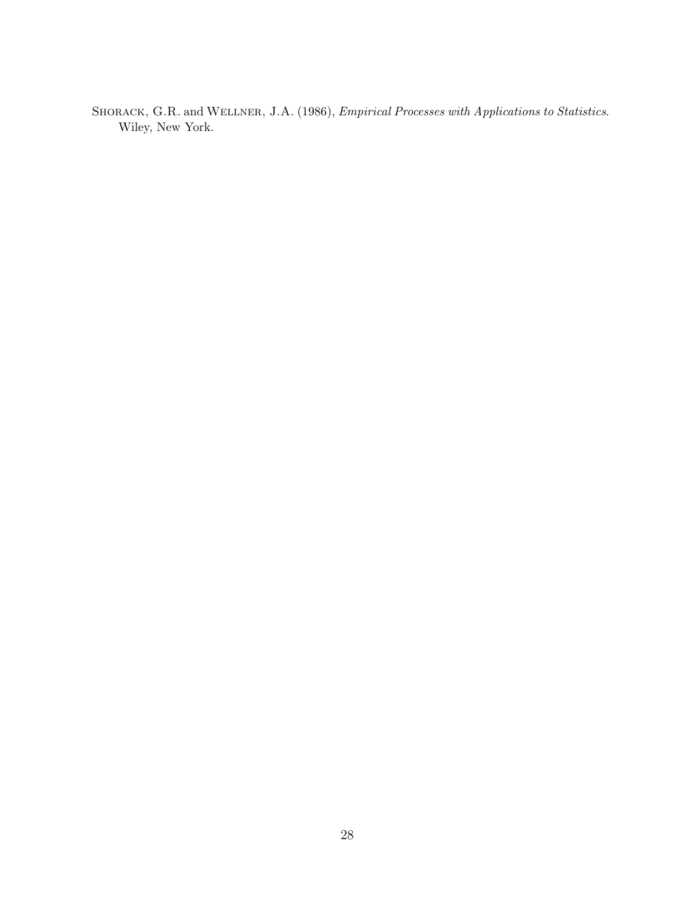Shorack, G.R. and Wellner, J.A. (1986), *Empirical Processes with Applications to Statistics*. Wiley, New York.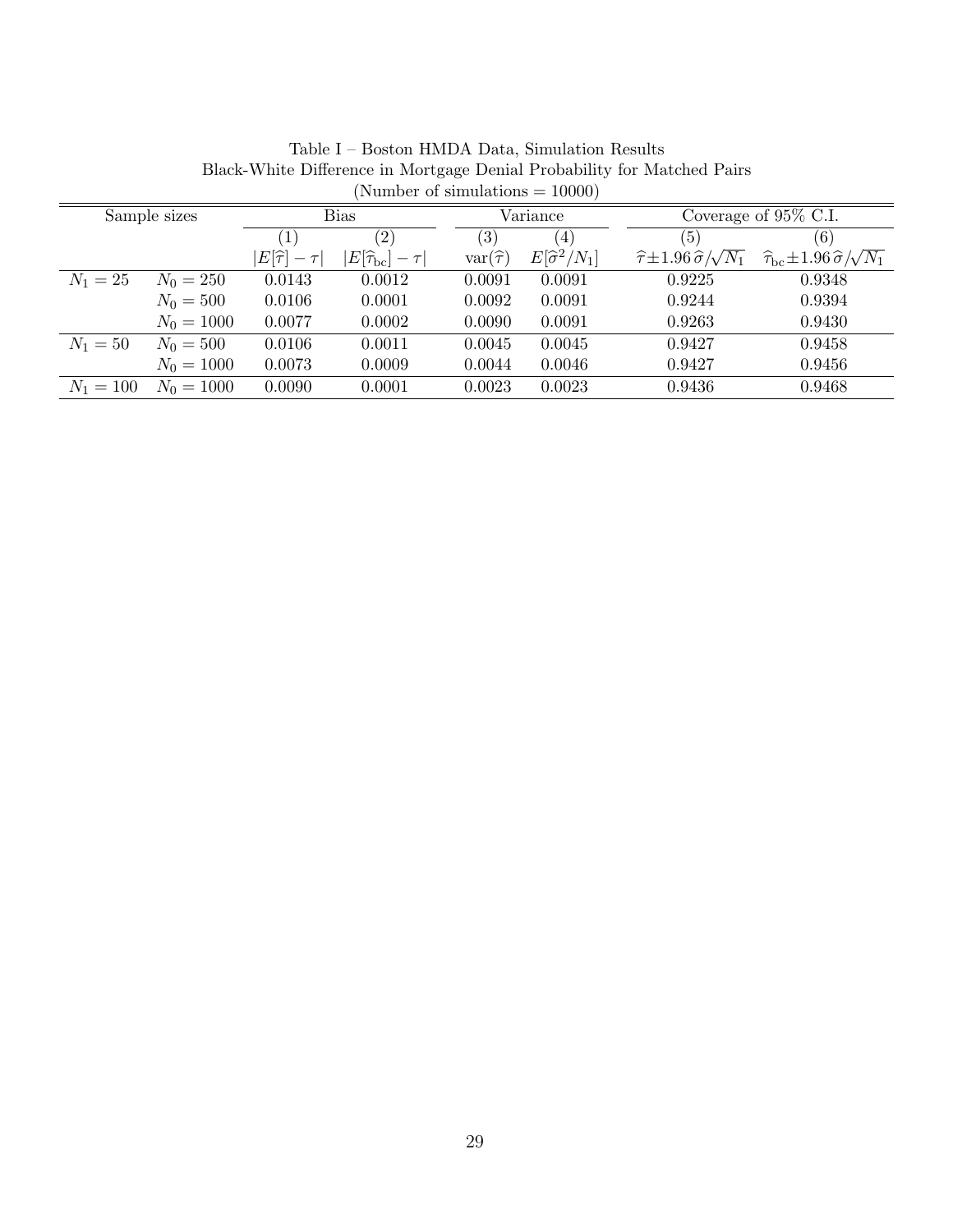Table I – Boston HMDA Data, Simulation Results
Black-White Difference in Mortgage Denial Probability for Matched Pairs
(Number of simulations = 10000)

| Sample sizes | | Bias | | Variance | | Coverage of 95% C.I. | |
|---|---|---|---|---|---|---|---|
| | | (1) | (2) | (3) | (4) | (5) | (6) |
| | | $\lvert E[\widehat{\tau}]-\tau\rvert$ | $\lvert E[\widehat{\tau}_{\text{bc}}]-\tau\rvert$ | $\text{var}(\widehat{\tau})$ | $E[\widehat{\sigma}^2/N_1]$ | $\widehat{\tau}\pm 1.96\,\widehat{\sigma}/\sqrt{N_1}$ | $\widehat{\tau}_{\text{bc}}\pm 1.96\,\widehat{\sigma}/\sqrt{N_1}$ |
| $N_1=25$ | $N_0=250$ | 0.0143 | 0.0012 | 0.0091 | 0.0091 | 0.9225 | 0.9348 |
| | $N_0=500$ | 0.0106 | 0.0001 | 0.0092 | 0.0091 | 0.9244 | 0.9394 |
| | $N_0=1000$ | 0.0077 | 0.0002 | 0.0090 | 0.0091 | 0.9263 | 0.9430 |
| $N_1=50$ | $N_0=500$ | 0.0106 | 0.0011 | 0.0045 | 0.0045 | 0.9427 | 0.9458 |
| | $N_0=1000$ | 0.0073 | 0.0009 | 0.0044 | 0.0046 | 0.9427 | 0.9456 |
| $N_1=100$ | $N_0=1000$ | 0.0090 | 0.0001 | 0.0023 | 0.0023 | 0.9436 | 0.9468 |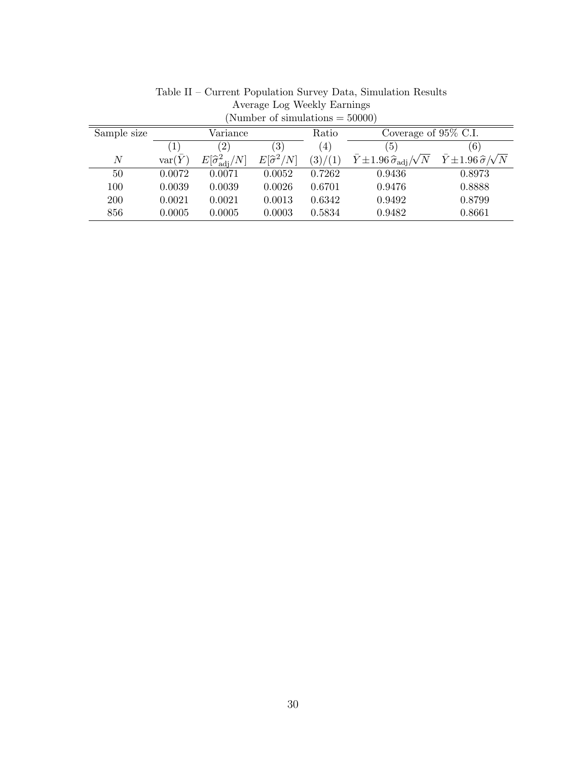Table II – Current Population Survey Data, Simulation Results
Average Log Weekly Earnings
(Number of simulations = 50000)

| Sample size | Variance | | | Ratio | Coverage of 95% C.I. | |
|---|---|---|---|---|---|---|
| | (1) | (2) | (3) | (4) | (5) | (6) |
| $N$ | $\text{var}(\bar{Y})$ | $E[\widehat{\sigma}^2_{\text{adj}}/N]$ | $E[\widehat{\sigma}^2/N]$ | (3)/(1) | $\bar{Y} \pm 1.96\,\widehat{\sigma}_{\text{adj}}/\sqrt{N}$ | $\bar{Y} \pm 1.96\,\widehat{\sigma}/\sqrt{N}$ |
| 50 | 0.0072 | 0.0071 | 0.0052 | 0.7262 | 0.9436 | 0.8973 |
| 100 | 0.0039 | 0.0039 | 0.0026 | 0.6701 | 0.9476 | 0.8888 |
| 200 | 0.0021 | 0.0021 | 0.0013 | 0.6342 | 0.9492 | 0.8799 |
| 856 | 0.0005 | 0.0005 | 0.0003 | 0.5834 | 0.9482 | 0.8661 |